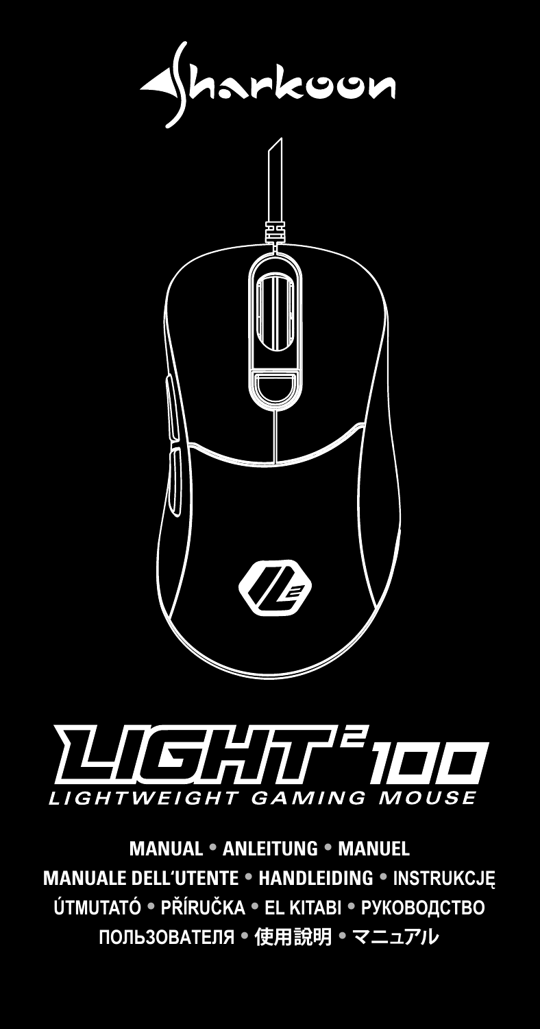# Sharkoon

# LIGHT² 100

LIGHTWEIGHT GAMING MOUSE

**MANUAL • ANLEITUNG • MANUEL**
**MANUALE DELL'UTENTE • HANDLEIDING • INSTRUKCJĘ**
**ÚTMUTATÓ • PŘÍRUČKA • EL KITABI • РУКОВОДСТВО**
**ПОЛЬЗОВАТЕЛЯ • 使用說明 • マニュアル**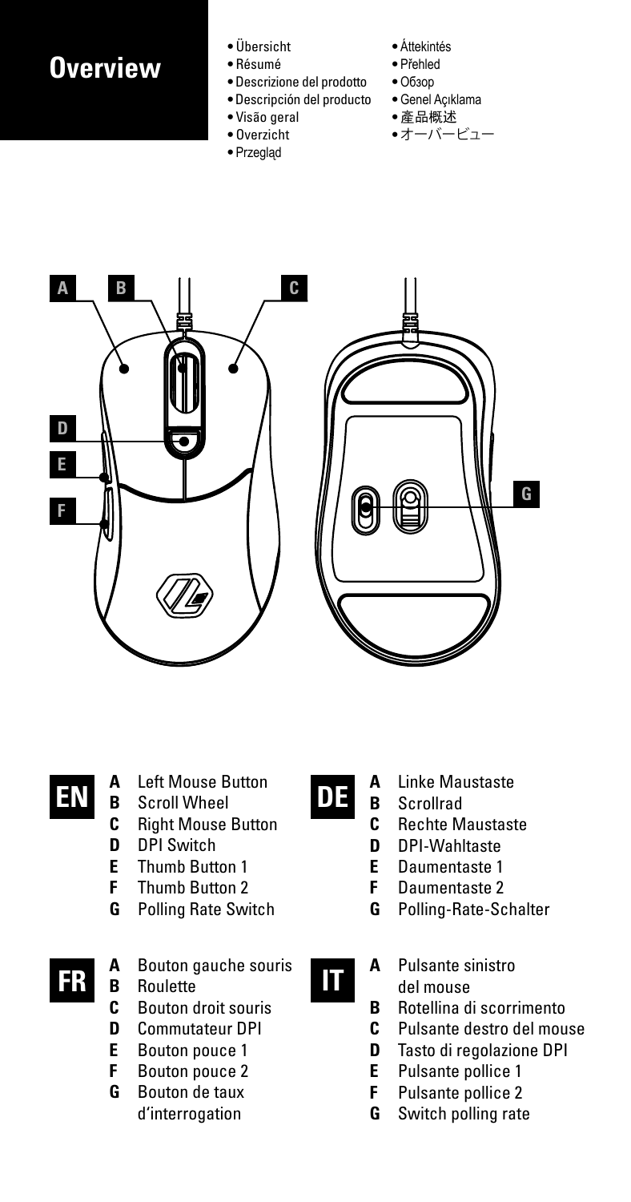# Overview

- Übersicht
- Résumé
- Descrizione del prodotto
- Descripción del producto
- Visão geral
- Overzicht
- Przegląd
- Áttekintés
- Přehled
- Обзор
- Genel Açıklama
- 產品概述
- オーバービュー

**EN**

- **A** Left Mouse Button
- **B** Scroll Wheel
- **C** Right Mouse Button
- **D** DPI Switch
- **E** Thumb Button 1
- **F** Thumb Button 2
- **G** Polling Rate Switch

**DE**

- **A** Linke Maustaste
- **B** Scrollrad
- **C** Rechte Maustaste
- **D** DPI-Wahltaste
- **E** Daumentaste 1
- **F** Daumentaste 2
- **G** Polling-Rate-Schalter

**FR**

- **A** Bouton gauche souris
- **B** Roulette
- **C** Bouton droit souris
- **D** Commutateur DPI
- **E** Bouton pouce 1
- **F** Bouton pouce 2
- **G** Bouton de taux d'interrogation

**IT**

- **A** Pulsante sinistro del mouse
- **B** Rotellina di scorrimento
- **C** Pulsante destro del mouse
- **D** Tasto di regolazione DPI
- **E** Pulsante pollice 1
- **F** Pulsante pollice 2
- **G** Switch polling rate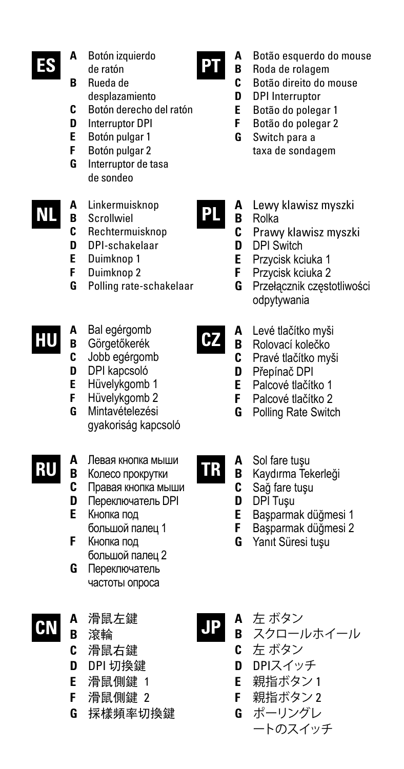## ES

- **A** Botón izquierdo de ratón
- **B** Rueda de desplazamiento
- **C** Botón derecho del ratón
- **D** Interruptor DPI
- **E** Botón pulgar 1
- **F** Botón pulgar 2
- **G** Interruptor de tasa de sondeo

## PT

- **A** Botão esquerdo do mouse
- **B** Roda de rolagem
- **C** Botão direito do mouse
- **D** DPI Interruptor
- **E** Botão do polegar 1
- **F** Botão do polegar 2
- **G** Switch para a taxa de sondagem

## NL

- **A** Linkermuisknop
- **B** Scrollwiel
- **C** Rechtermuisknop
- **D** DPI-schakelaar
- **E** Duimknop 1
- **F** Duimknop 2
- **G** Polling rate-schakelaar

## PL

- **A** Lewy klawisz myszki
- **B** Rolka
- **C** Prawy klawisz myszki
- **D** DPI Switch
- **E** Przycisk kciuka 1
- **F** Przycisk kciuka 2
- **G** Przełącznik częstotliwości odpytywania

## HU

- **A** Bal egérgomb
- **B** Görgetőkerék
- **C** Jobb egérgomb
- **D** DPI kapcsoló
- **E** Hüvelykgomb 1
- **F** Hüvelykgomb 2
- **G** Mintavételezési gyakoriság kapcsoló

## CZ

- **A** Levé tlačítko myši
- **B** Rolovací kolečko
- **C** Pravé tlačítko myši
- **D** Přepínač DPI
- **E** Palcové tlačítko 1
- **F** Palcové tlačítko 2
- **G** Polling Rate Switch

## RU

- **A** Левая кнопка мыши
- **B** Колесо прокрутки
- **C** Правая кнопка мыши
- **D** Переключатель DPI
- **E** Кнопка под большой палец 1
- **F** Кнопка под большой палец 2
- **G** Переключатель частоты опроса

## TR

- **A** Sol fare tuşu
- **B** Kaydırma Tekerleği
- **C** Sağ fare tuşu
- **D** DPI Tuşu
- **E** Başparmak düğmesi 1
- **F** Başparmak düğmesi 2
- **G** Yanıt Süresi tuşu

## CN

- **A** 滑鼠左鍵
- **B** 滾輪
- **C** 滑鼠右鍵
- **D** DPI 切換鍵
- **E** 滑鼠側鍵 1
- **F** 滑鼠側鍵 2
- **G** 採樣頻率切換鍵

## JP

- **A** 左 ボタン
- **B** スクロールホイール
- **C** 左 ボタン
- **D** DPIスイッチ
- **E** 親指ボタン1
- **F** 親指ボタン2
- **G** ポーリングレートのスイッチ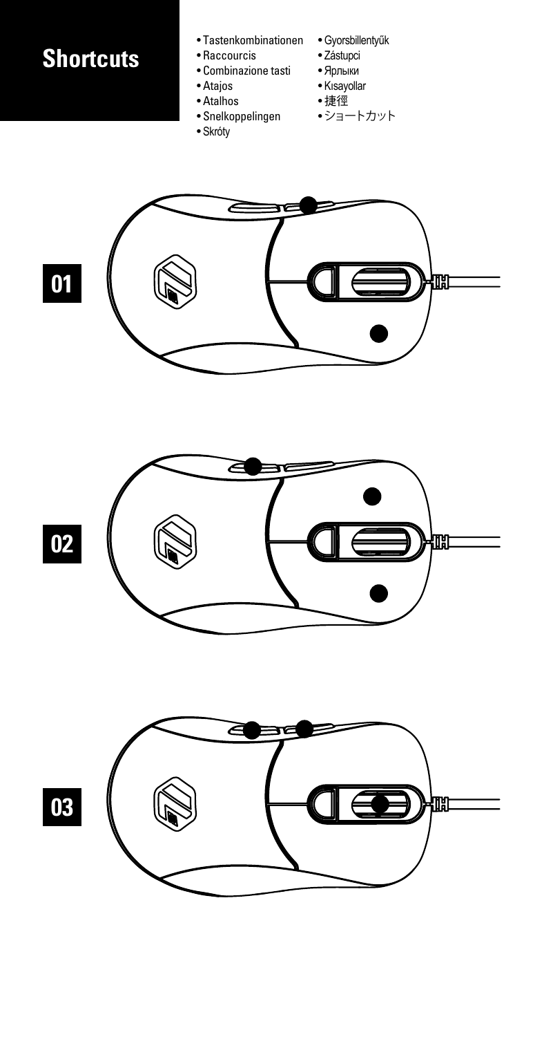# Shortcuts

- Tastenkombinationen
- Raccourcis
- Combinazione tasti
- Atajos
- Atalhos
- Snelkoppelingen
- Skróty
- Gyorsbillentyűk
- Zástupci
- Ярлыки
- Kısayollar
- 捷徑
- ショートカット

**01**

**02**

**03**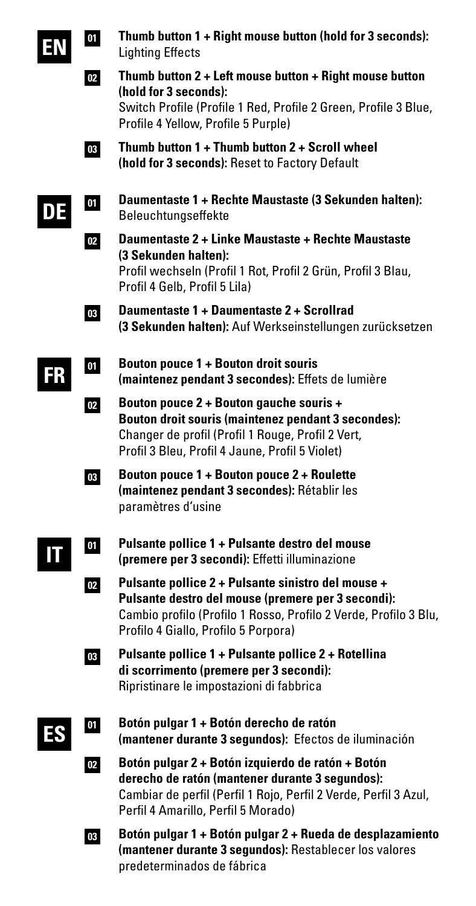## EN

**01** **Thumb button 1 + Right mouse button (hold for 3 seconds):** Lighting Effects

**02** **Thumb button 2 + Left mouse button + Right mouse button (hold for 3 seconds):** Switch Profile (Profile 1 Red, Profile 2 Green, Profile 3 Blue, Profile 4 Yellow, Profile 5 Purple)

**03** **Thumb button 1 + Thumb button 2 + Scroll wheel (hold for 3 seconds):** Reset to Factory Default

## DE

**01** **Daumentaste 1 + Rechte Maustaste (3 Sekunden halten):** Beleuchtungseffekte

**02** **Daumentaste 2 + Linke Maustaste + Rechte Maustaste (3 Sekunden halten):** Profil wechseln (Profil 1 Rot, Profil 2 Grün, Profil 3 Blau, Profil 4 Gelb, Profil 5 Lila)

**03** **Daumentaste 1 + Daumentaste 2 + Scrollrad (3 Sekunden halten):** Auf Werkseinstellungen zurücksetzen

## FR

**01** **Bouton pouce 1 + Bouton droit souris (maintenez pendant 3 secondes):** Effets de lumière

**02** **Bouton pouce 2 + Bouton gauche souris + Bouton droit souris (maintenez pendant 3 secondes):** Changer de profil (Profil 1 Rouge, Profil 2 Vert, Profil 3 Bleu, Profil 4 Jaune, Profil 5 Violet)

**03** **Bouton pouce 1 + Bouton pouce 2 + Roulette (maintenez pendant 3 secondes):** Rétablir les paramètres d'usine

## IT

**01** **Pulsante pollice 1 + Pulsante destro del mouse (premere per 3 secondi):** Effetti illuminazione

**02** **Pulsante pollice 2 + Pulsante sinistro del mouse + Pulsante destro del mouse (premere per 3 secondi):** Cambio profilo (Profilo 1 Rosso, Profilo 2 Verde, Profilo 3 Blu, Profilo 4 Giallo, Profilo 5 Porpora)

**03** **Pulsante pollice 1 + Pulsante pollice 2 + Rotellina di scorrimento (premere per 3 secondi):** Ripristinare le impostazioni di fabbrica

## ES

**01** **Botón pulgar 1 + Botón derecho de ratón (mantener durante 3 segundos):** Efectos de iluminación

**02** **Botón pulgar 2 + Botón izquierdo de ratón + Botón derecho de ratón (mantener durante 3 segundos):** Cambiar de perfil (Perfil 1 Rojo, Perfil 2 Verde, Perfil 3 Azul, Perfil 4 Amarillo, Perfil 5 Morado)

**03** **Botón pulgar 1 + Botón pulgar 2 + Rueda de desplazamiento (mantener durante 3 segundos):** Restablecer los valores predeterminados de fábrica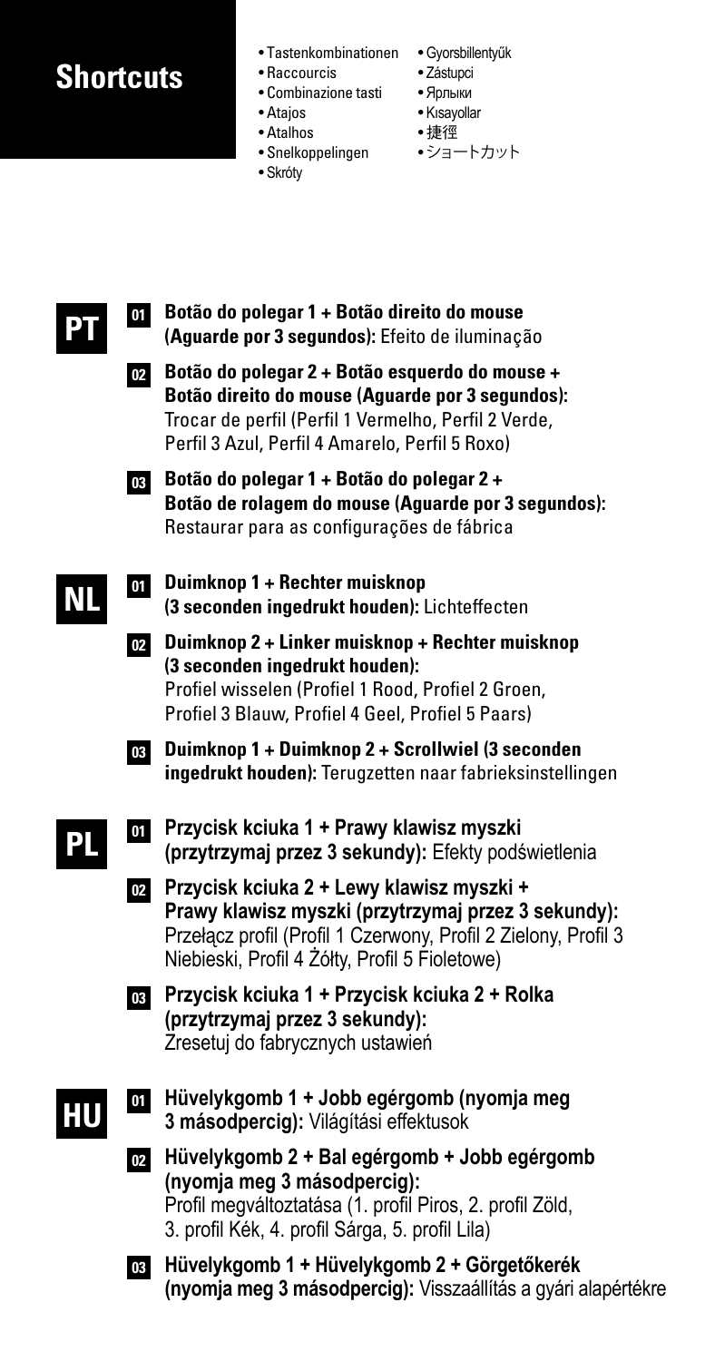# Shortcuts

- Tastenkombinationen
- Raccourcis
- Combinazione tasti
- Atajos
- Atalhos
- Snelkoppelingen
- Skróty
- Gyorsbillentyűk
- Zástupci
- Ярлыки
- Kısayollar
- 捷徑
- ショートカット

## PT

**01** **Botão do polegar 1 + Botão direito do mouse (Aguarde por 3 segundos):** Efeito de iluminação

**02** **Botão do polegar 2 + Botão esquerdo do mouse + Botão direito do mouse (Aguarde por 3 segundos):** Trocar de perfil (Perfil 1 Vermelho, Perfil 2 Verde, Perfil 3 Azul, Perfil 4 Amarelo, Perfil 5 Roxo)

**03** **Botão do polegar 1 + Botão do polegar 2 + Botão de rolagem do mouse (Aguarde por 3 segundos):** Restaurar para as configurações de fábrica

## NL

**01** **Duimknop 1 + Rechter muisknop (3 seconden ingedrukt houden):** Lichteffecten

**02** **Duimknop 2 + Linker muisknop + Rechter muisknop (3 seconden ingedrukt houden):** Profiel wisselen (Profiel 1 Rood, Profiel 2 Groen, Profiel 3 Blauw, Profiel 4 Geel, Profiel 5 Paars)

**03** **Duimknop 1 + Duimknop 2 + Scrollwiel (3 seconden ingedrukt houden):** Terugzetten naar fabrieksinstellingen

## PL

**01** **Przycisk kciuka 1 + Prawy klawisz myszki (przytrzymaj przez 3 sekundy):** Efekty podświetlenia

**02** **Przycisk kciuka 2 + Lewy klawisz myszki + Prawy klawisz myszki (przytrzymaj przez 3 sekundy):** Przełącz profil (Profil 1 Czerwony, Profil 2 Zielony, Profil 3 Niebieski, Profil 4 Żółty, Profil 5 Fioletowe)

**03** **Przycisk kciuka 1 + Przycisk kciuka 2 + Rolka (przytrzymaj przez 3 sekundy):** Zresetuj do fabrycznych ustawień

## HU

**01** **Hüvelykgomb 1 + Jobb egérgomb (nyomja meg 3 másodpercig):** Világítási effektusok

**02** **Hüvelykgomb 2 + Bal egérgomb + Jobb egérgomb (nyomja meg 3 másodpercig):** Profil megváltoztatása (1. profil Piros, 2. profil Zöld, 3. profil Kék, 4. profil Sárga, 5. profil Lila)

**03** **Hüvelykgomb 1 + Hüvelykgomb 2 + Görgetőkerék (nyomja meg 3 másodpercig):** Visszaállítás a gyári alapértékre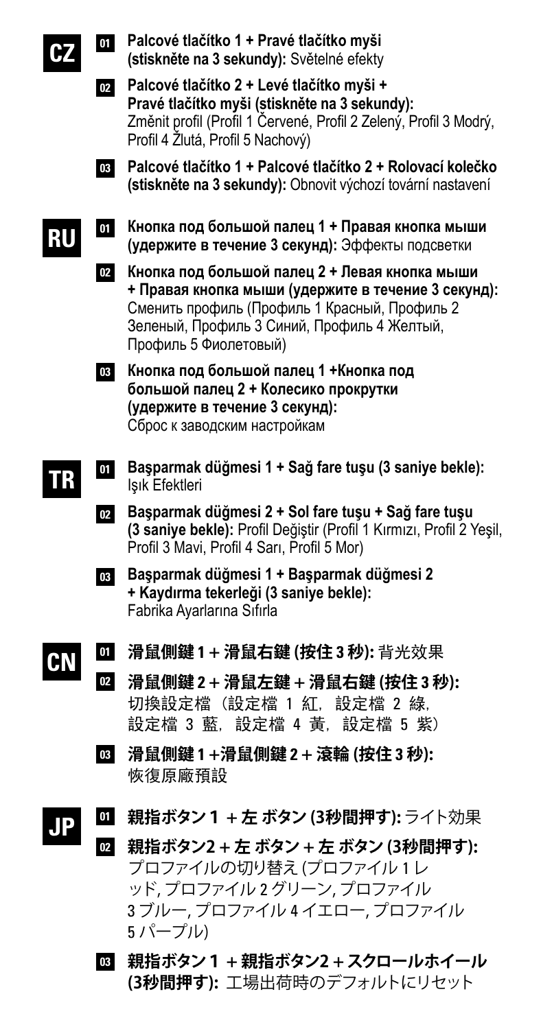## CZ

01 **Palcové tlačítko 1 + Pravé tlačítko myši (stiskněte na 3 sekundy):** Světelné efekty

02 **Palcové tlačítko 2 + Levé tlačítko myši + Pravé tlačítko myši (stiskněte na 3 sekundy):** Změnit profil (Profil 1 Červené, Profil 2 Zelený, Profil 3 Modrý, Profil 4 Žlutá, Profil 5 Nachový)

03 **Palcové tlačítko 1 + Palcové tlačítko 2 + Rolovací kolečko (stiskněte na 3 sekundy):** Obnovit výchozí tovární nastavení

## RU

01 **Кнопка под большой палец 1 + Правая кнопка мыши (удержите в течение 3 секунд):** Эффекты подсветки

02 **Кнопка под большой палец 2 + Левая кнопка мыши + Правая кнопка мыши (удержите в течение 3 секунд):** Сменить профиль (Профиль 1 Красный, Профиль 2 Зеленый, Профиль 3 Синий, Профиль 4 Желтый, Профиль 5 Фиолетовый)

03 **Кнопка под большой палец 1 +Кнопка под большой палец 2 + Колесико прокрутки (удержите в течение 3 секунд):** Сброс к заводским настройкам

## TR

01 **Başparmak düğmesi 1 + Sağ fare tuşu (3 saniye bekle):** Işık Efektleri

02 **Başparmak düğmesi 2 + Sol fare tuşu + Sağ fare tuşu (3 saniye bekle):** Profil Değiştir (Profil 1 Kırmızı, Profil 2 Yeşil, Profil 3 Mavi, Profil 4 Sarı, Profil 5 Mor)

03 **Başparmak düğmesi 1 + Başparmak düğmesi 2 + Kaydırma tekerleği (3 saniye bekle):** Fabrika Ayarlarına Sıfırla

## CN

01 **滑鼠側鍵 1 + 滑鼠右鍵 (按住 3 秒):** 背光效果

02 **滑鼠側鍵 2 + 滑鼠左鍵 + 滑鼠右鍵 (按住 3 秒):** 切換設定檔（設定檔 1 紅，設定檔 2 綠，設定檔 3 藍，設定檔 4 黃，設定檔 5 紫）

03 **滑鼠側鍵 1 +滑鼠側鍵 2 + 滾輪 (按住 3 秒):** 恢復原廠預設

## JP

01 **親指ボタン1 + 左 ボタン (3秒間押す):** ライト効果

02 **親指ボタン2 + 左 ボタン + 左 ボタン (3秒間押す):** プロファイルの切り替え (プロファイル 1 レッド, プロファイル 2 グリーン, プロファイル 3 ブルー, プロファイル 4 イエロー, プロファイル 5 パープル)

03 **親指ボタン1 + 親指ボタン2 + スクロールホイール (3秒間押す):** 工場出荷時のデフォルトにリセット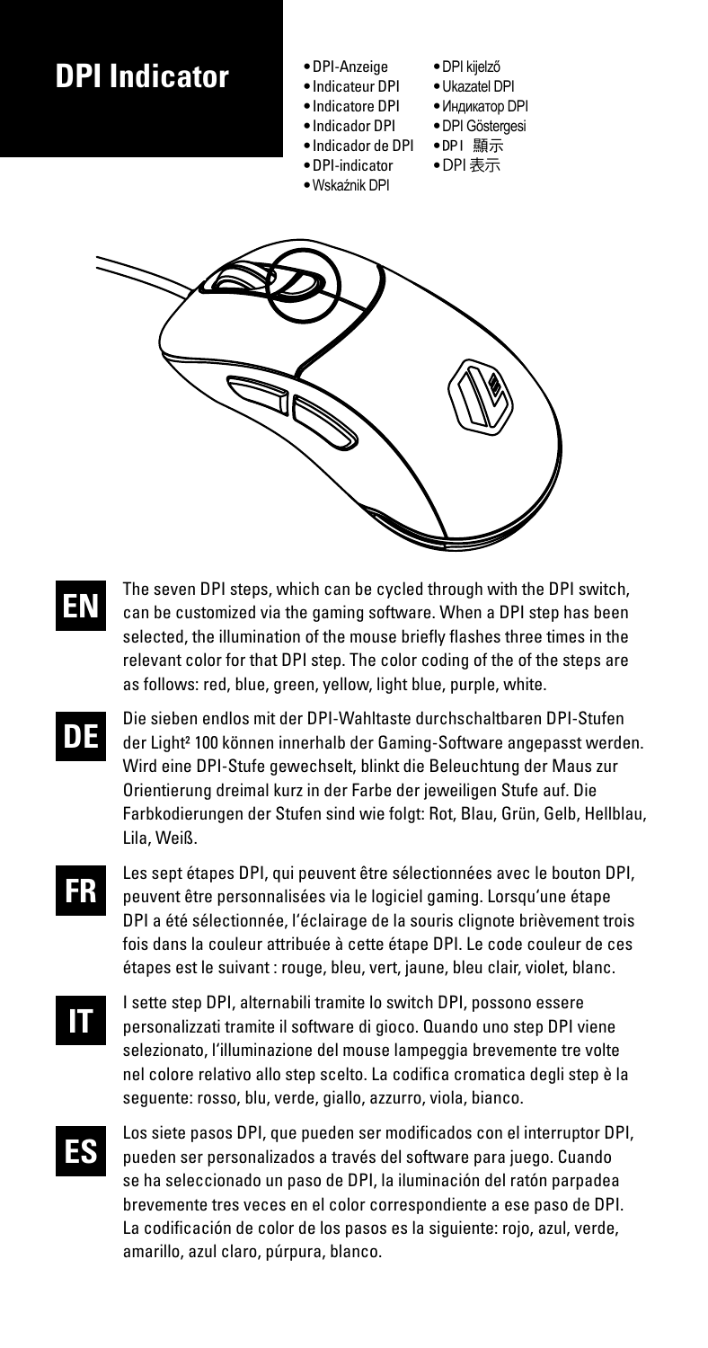# DPI Indicator

- DPI-Anzeige
- Indicateur DPI
- Indicatore DPI
- Indicador DPI
- Indicador de DPI
- DPI-indicator
- Wskaźnik DPI
- DPI kijelző
- Ukazatel DPI
- Индикатор DPI
- DPI Göstergesi
- DPI 顯示
- DPI 表示

**EN**

The seven DPI steps, which can be cycled through with the DPI switch, can be customized via the gaming software. When a DPI step has been selected, the illumination of the mouse briefly flashes three times in the relevant color for that DPI step. The color coding of the of the steps are as follows: red, blue, green, yellow, light blue, purple, white.

**DE**

Die sieben endlos mit der DPI-Wahltaste durchschaltbaren DPI-Stufen der Light² 100 können innerhalb der Gaming-Software angepasst werden. Wird eine DPI-Stufe gewechselt, blinkt die Beleuchtung der Maus zur Orientierung dreimal kurz in der Farbe der jeweiligen Stufe auf. Die Farbkodierungen der Stufen sind wie folgt: Rot, Blau, Grün, Gelb, Hellblau, Lila, Weiß.

**FR**

Les sept étapes DPI, qui peuvent être sélectionnées avec le bouton DPI, peuvent être personnalisées via le logiciel gaming. Lorsqu'une étape DPI a été sélectionnée, l'éclairage de la souris clignote brièvement trois fois dans la couleur attribuée à cette étape DPI. Le code couleur de ces étapes est le suivant : rouge, bleu, vert, jaune, bleu clair, violet, blanc.

**IT**

I sette step DPI, alternabili tramite lo switch DPI, possono essere personalizzati tramite il software di gioco. Quando uno step DPI viene selezionato, l'illuminazione del mouse lampeggia brevemente tre volte nel colore relativo allo step scelto. La codifica cromatica degli step è la seguente: rosso, blu, verde, giallo, azzurro, viola, bianco.

**ES**

Los siete pasos DPI, que pueden ser modificados con el interruptor DPI, pueden ser personalizados a través del software para juego. Cuando se ha seleccionado un paso de DPI, la iluminación del ratón parpadea brevemente tres veces en el color correspondiente a ese paso de DPI. La codificación de color de los pasos es la siguiente: rojo, azul, verde, amarillo, azul claro, púrpura, blanco.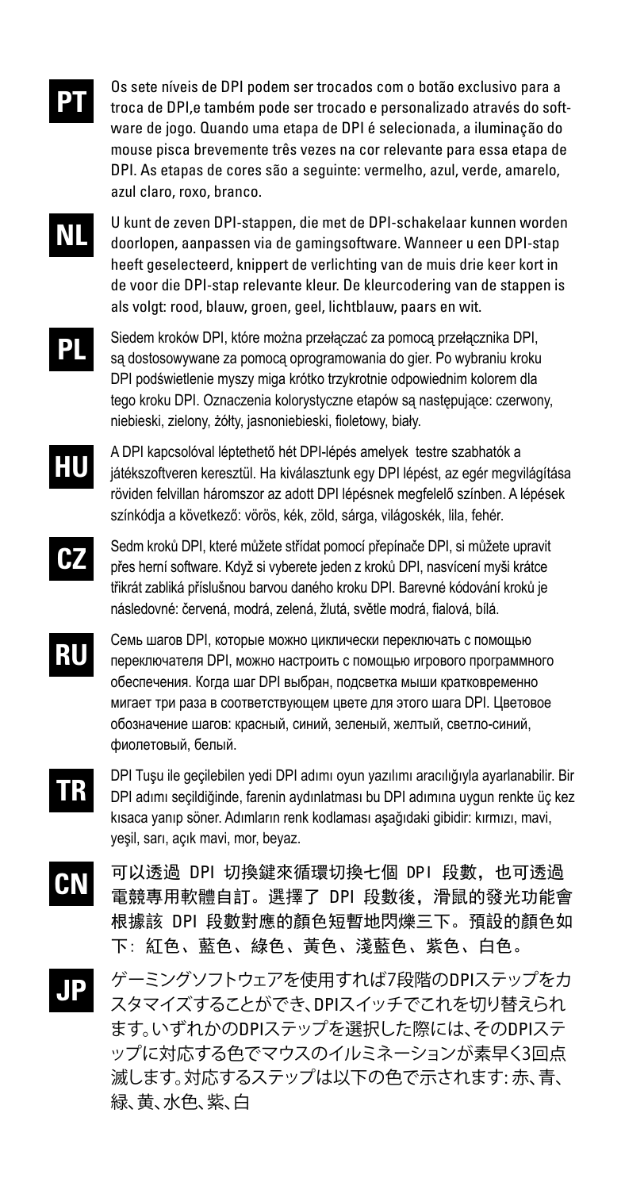**PT**

Os sete níveis de DPI podem ser trocados com o botão exclusivo para a troca de DPI,e também pode ser trocado e personalizado através do software de jogo. Quando uma etapa de DPI é selecionada, a iluminação do mouse pisca brevemente três vezes na cor relevante para essa etapa de DPI. As etapas de cores são a seguinte: vermelho, azul, verde, amarelo, azul claro, roxo, branco.

**NL**

U kunt de zeven DPI-stappen, die met de DPI-schakelaar kunnen worden doorlopen, aanpassen via de gamingsoftware. Wanneer u een DPI-stap heeft geselecteerd, knippert de verlichting van de muis drie keer kort in de voor die DPI-stap relevante kleur. De kleurcodering van de stappen is als volgt: rood, blauw, groen, geel, lichtblauw, paars en wit.

**PL**

Siedem kroków DPI, które można przełączać za pomocą przełącznika DPI, są dostosowywane za pomocą oprogramowania do gier. Po wybraniu kroku DPI podświetlenie myszy miga krótko trzykrotnie odpowiednim kolorem dla tego kroku DPI. Oznaczenia kolorystyczne etapów są następujące: czerwony, niebieski, zielony, żółty, jasnoniebieski, fioletowy, biały.

**HU**

A DPI kapcsolóval léptethető hét DPI-lépés amelyek testre szabhatók a játékszoftveren keresztül. Ha kiválasztunk egy DPI lépést, az egér megvilágítása röviden felvillan háromszor az adott DPI lépésnek megfelelő színben. A lépések színkódja a következő: vörös, kék, zöld, sárga, világoskék, lila, fehér.

**CZ**

Sedm kroků DPI, které můžete střídat pomocí přepínače DPI, si můžete upravit přes herní software. Když si vyberete jeden z kroků DPI, nasvícení myši krátce třikrát zabliká příslušnou barvou daného kroku DPI. Barevné kódování kroků je následovné: červená, modrá, zelená, žlutá, světle modrá, fialová, bílá.

**RU**

Семь шагов DPI, которые можно циклически переключать с помощью переключателя DPI, можно настроить с помощью игрового программного обеспечения. Когда шаг DPI выбран, подсветка мыши кратковременно мигает три раза в соответствующем цвете для этого шага DPI. Цветовое обозначение шагов: красный, синий, зеленый, желтый, светло-синий, фиолетовый, белый.

**TR**

DPI Tuşu ile geçilebilen yedi DPI adımı oyun yazılımı aracılığıyla ayarlanabilir. Bir DPI adımı seçildiğinde, farenin aydınlatması bu DPI adımına uygun renkte üç kez kısaca yanıp söner. Adımların renk kodlaması aşağıdaki gibidir: kırmızı, mavi, yeşil, sarı, açık mavi, mor, beyaz.

**CN**

可以透過 DPI 切換鍵來循環切換七個 DPI 段數，也可透過電競專用軟體自訂。選擇了 DPI 段數後，滑鼠的發光功能會根據該 DPI 段數對應的顏色短暫地閃爍三下。預設的顏色如下：紅色、藍色、綠色、黃色、淺藍色、紫色、白色。

**JP**

ゲーミングソフトウェアを使用すれば7段階のDPIステップをカスタマイズすることができ、DPIスイッチでこれを切り替えられます。いずれかのDPIステップを選択した際には、そのDPIステップに対応する色でマウスのイルミネーションが素早く3回点滅します。対応するステップは以下の色で示されます: 赤、青、緑、黄、水色、紫、白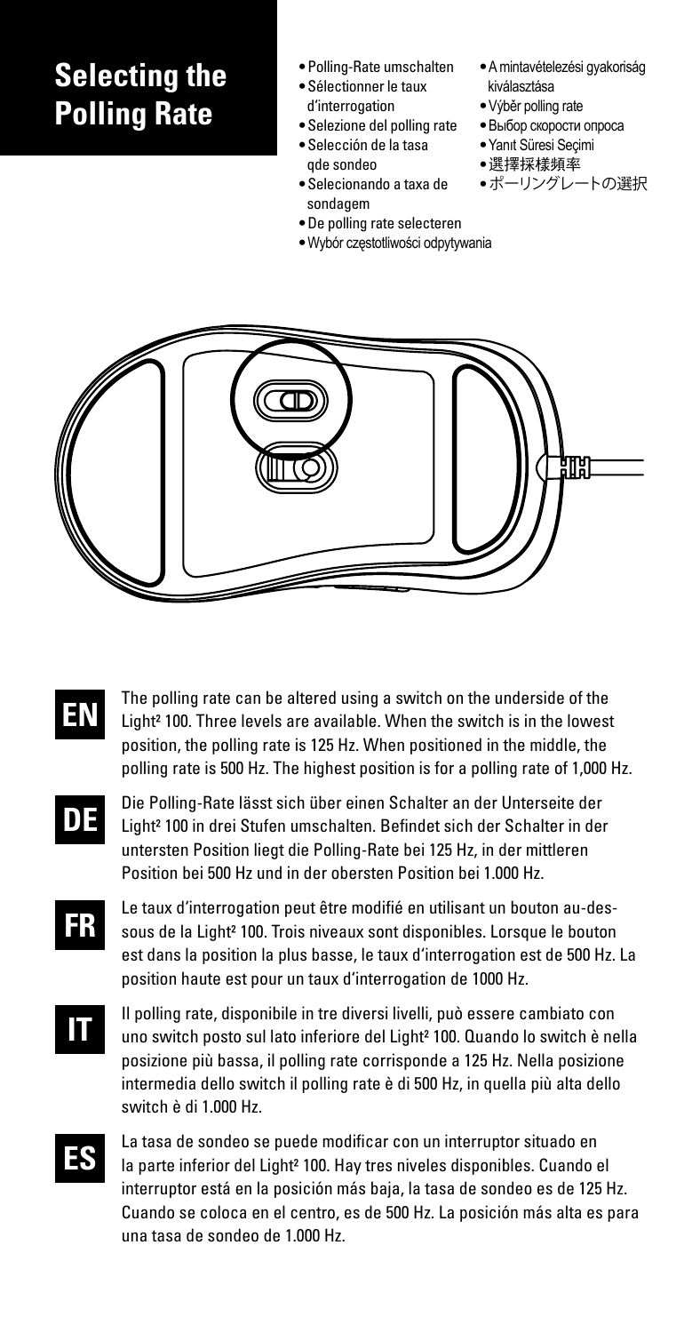# Selecting the Polling Rate

- Polling-Rate umschalten
- Sélectionner le taux d'interrogation
- Selezione del polling rate
- Selección de la tasa qde sondeo
- Selecionando a taxa de sondagem
- De polling rate selecteren
- Wybór częstotliwości odpytywania
- A mintavételezési gyakoriság kiválasztása
- Výběr polling rate
- Выбор скорости опроса
- Yanıt Süresi Seçimi
- 選擇採樣頻率
- ポーリングレートの選択

**EN**

The polling rate can be altered using a switch on the underside of the Light² 100. Three levels are available. When the switch is in the lowest position, the polling rate is 125 Hz. When positioned in the middle, the polling rate is 500 Hz. The highest position is for a polling rate of 1,000 Hz.

**DE**

Die Polling-Rate lässt sich über einen Schalter an der Unterseite der Light² 100 in drei Stufen umschalten. Befindet sich der Schalter in der untersten Position liegt die Polling-Rate bei 125 Hz, in der mittleren Position bei 500 Hz und in der obersten Position bei 1.000 Hz.

**FR**

Le taux d'interrogation peut être modifié en utilisant un bouton au-dessous de la Light² 100. Trois niveaux sont disponibles. Lorsque le bouton est dans la position la plus basse, le taux d'interrogation est de 500 Hz. La position haute est pour un taux d'interrogation de 1000 Hz.

**IT**

Il polling rate, disponibile in tre diversi livelli, può essere cambiato con uno switch posto sul lato inferiore del Light² 100. Quando lo switch è nella posizione più bassa, il polling rate corrisponde a 125 Hz. Nella posizione intermedia dello switch il polling rate è di 500 Hz, in quella più alta dello switch è di 1.000 Hz.

**ES**

La tasa de sondeo se puede modificar con un interruptor situado en la parte inferior del Light² 100. Hay tres niveles disponibles. Cuando el interruptor está en la posición más baja, la tasa de sondeo es de 125 Hz. Cuando se coloca en el centro, es de 500 Hz. La posición más alta es para una tasa de sondeo de 1.000 Hz.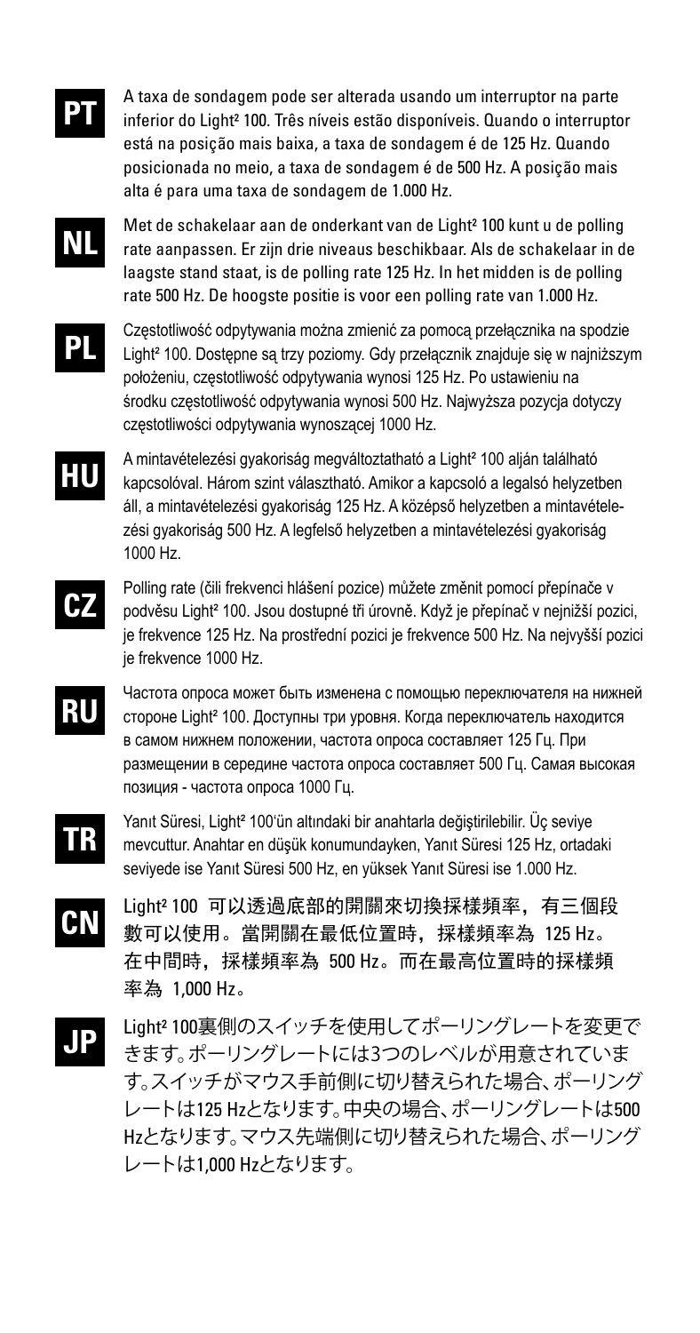**PT**

A taxa de sondagem pode ser alterada usando um interruptor na parte inferior do Light² 100. Três níveis estão disponíveis. Quando o interruptor está na posição mais baixa, a taxa de sondagem é de 125 Hz. Quando posicionada no meio, a taxa de sondagem é de 500 Hz. A posição mais alta é para uma taxa de sondagem de 1.000 Hz.

**NL**

Met de schakelaar aan de onderkant van de Light² 100 kunt u de polling rate aanpassen. Er zijn drie niveaus beschikbaar. Als de schakelaar in de laagste stand staat, is de polling rate 125 Hz. In het midden is de polling rate 500 Hz. De hoogste positie is voor een polling rate van 1.000 Hz.

**PL**

Częstotliwość odpytywania można zmienić za pomocą przełącznika na spodzie Light² 100. Dostępne są trzy poziomy. Gdy przełącznik znajduje się w najniższym położeniu, częstotliwość odpytywania wynosi 125 Hz. Po ustawieniu na środku częstotliwość odpytywania wynosi 500 Hz. Najwyższa pozycja dotyczy częstotliwości odpytywania wynoszącej 1000 Hz.

**HU**

A mintavételezési gyakoriság megváltoztatható a Light² 100 alján található kapcsolóval. Három szint választható. Amikor a kapcsoló a legalsó helyzetben áll, a mintavételezési gyakoriság 125 Hz. A középső helyzetben a mintavételezési gyakoriság 500 Hz. A legfelső helyzetben a mintavételezési gyakoriság 1000 Hz.

**CZ**

Polling rate (čili frekvenci hlášení pozice) můžete změnit pomocí přepínače v podvěsu Light² 100. Jsou dostupné tři úrovně. Když je přepínač v nejnižší pozici, je frekvence 125 Hz. Na prostřední pozici je frekvence 500 Hz. Na nejvyšší pozici je frekvence 1000 Hz.

**RU**

Частота опроса может быть изменена с помощью переключателя на нижней стороне Light² 100. Доступны три уровня. Когда переключатель находится в самом нижнем положении, частота опроса составляет 125 Гц. При размещении в середине частота опроса составляет 500 Гц. Самая высокая позиция - частота опроса 1000 Гц.

**TR**

Yanıt Süresi, Light² 100'ün altındaki bir anahtarla değiştirilebilir. Üç seviye mevcuttur. Anahtar en düşük konumundayken, Yanıt Süresi 125 Hz, ortadaki seviyede ise Yanıt Süresi 500 Hz, en yüksek Yanıt Süresi ise 1.000 Hz.

**CN**

Light² 100 可以透過底部的開關來切換採樣頻率，有三個段數可以使用。當開關在最低位置時，採樣頻率為 125 Hz。在中間時，採樣頻率為 500 Hz。而在最高位置時的採樣頻率為 1,000 Hz。

**JP**

Light² 100裏側のスイッチを使用してポーリングレートを変更できます。ポーリングレートには3つのレベルが用意されています。スイッチがマウス手前側に切り替えられた場合、ポーリングレートは125 Hzとなります。中央の場合、ポーリングレートは500 Hzとなります。マウス先端側に切り替えられた場合、ポーリングレートは1,000 Hzとなります。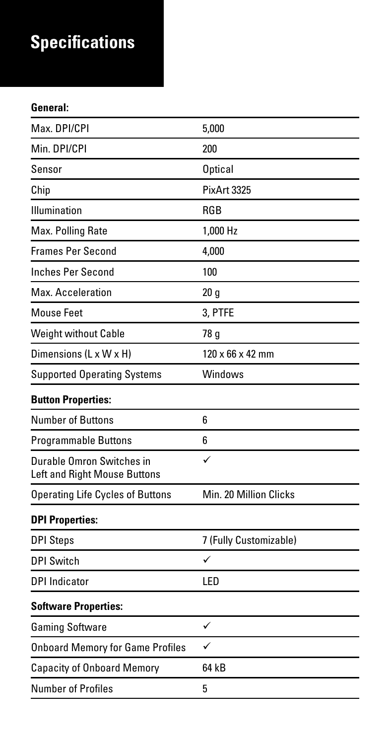# Specifications

**General:**

| | |
|---|---|
| Max. DPI/CPI | 5,000 |
| Min. DPI/CPI | 200 |
| Sensor | Optical |
| Chip | PixArt 3325 |
| Illumination | RGB |
| Max. Polling Rate | 1,000 Hz |
| Frames Per Second | 4,000 |
| Inches Per Second | 100 |
| Max. Acceleration | 20 g |
| Mouse Feet | 3, PTFE |
| Weight without Cable | 78 g |
| Dimensions (L x W x H) | 120 x 66 x 42 mm |
| Supported Operating Systems | Windows |

**Button Properties:**

| | |
|---|---|
| Number of Buttons | 6 |
| Programmable Buttons | 6 |
| Durable Omron Switches in Left and Right Mouse Buttons | ✓ |
| Operating Life Cycles of Buttons | Min. 20 Million Clicks |

**DPI Properties:**

| | |
|---|---|
| DPI Steps | 7 (Fully Customizable) |
| DPI Switch | ✓ |
| DPI Indicator | LED |

**Software Properties:**

| | |
|---|---|
| Gaming Software | ✓ |
| Onboard Memory for Game Profiles | ✓ |
| Capacity of Onboard Memory | 64 kB |
| Number of Profiles | 5 |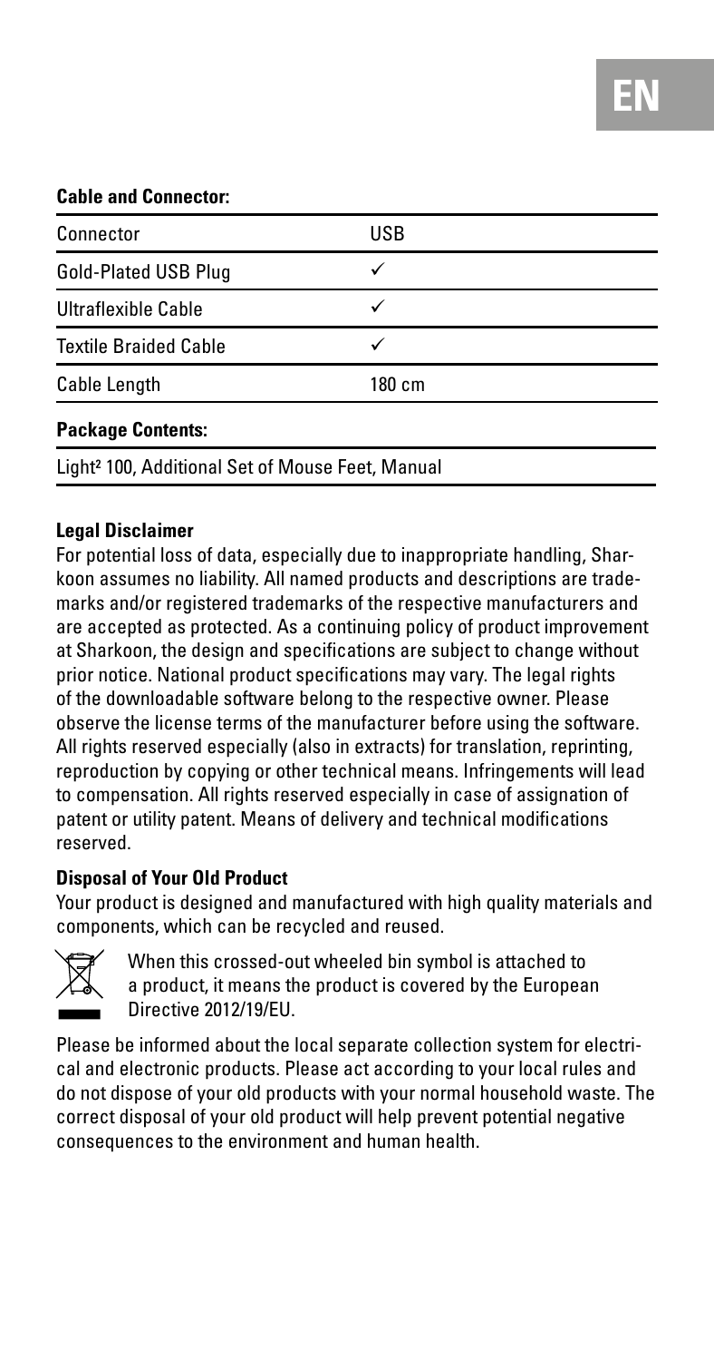**Cable and Connector:**

| Connector | USB |
|---|---|
| Gold-Plated USB Plug | ✓ |
| Ultraflexible Cable | ✓ |
| Textile Braided Cable | ✓ |
| Cable Length | 180 cm |

**Package Contents:**

Light² 100, Additional Set of Mouse Feet, Manual

**Legal Disclaimer**

For potential loss of data, especially due to inappropriate handling, Sharkoon assumes no liability. All named products and descriptions are trademarks and/or registered trademarks of the respective manufacturers and are accepted as protected. As a continuing policy of product improvement at Sharkoon, the design and specifications are subject to change without prior notice. National product specifications may vary. The legal rights of the downloadable software belong to the respective owner. Please observe the license terms of the manufacturer before using the software. All rights reserved especially (also in extracts) for translation, reprinting, reproduction by copying or other technical means. Infringements will lead to compensation. All rights reserved especially in case of assignation of patent or utility patent. Means of delivery and technical modifications reserved.

**Disposal of Your Old Product**

Your product is designed and manufactured with high quality materials and components, which can be recycled and reused.

When this crossed-out wheeled bin symbol is attached to a product, it means the product is covered by the European Directive 2012/19/EU.

Please be informed about the local separate collection system for electrical and electronic products. Please act according to your local rules and do not dispose of your old products with your normal household waste. The correct disposal of your old product will help prevent potential negative consequences to the environment and human health.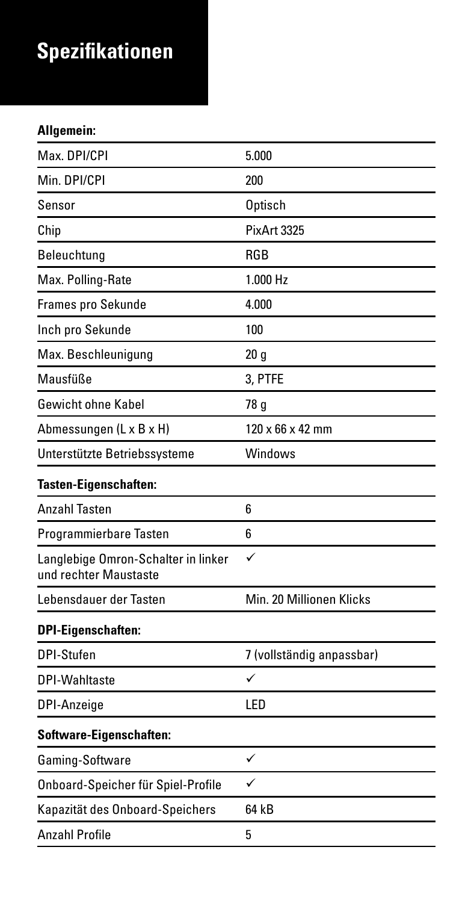# Spezifikationen

**Allgemein:**

| | |
|---|---|
| Max. DPI/CPI | 5.000 |
| Min. DPI/CPI | 200 |
| Sensor | Optisch |
| Chip | PixArt 3325 |
| Beleuchtung | RGB |
| Max. Polling-Rate | 1.000 Hz |
| Frames pro Sekunde | 4.000 |
| Inch pro Sekunde | 100 |
| Max. Beschleunigung | 20 g |
| Mausfüße | 3, PTFE |
| Gewicht ohne Kabel | 78 g |
| Abmessungen (L x B x H) | 120 x 66 x 42 mm |
| Unterstützte Betriebssysteme | Windows |

**Tasten-Eigenschaften:**

| | |
|---|---|
| Anzahl Tasten | 6 |
| Programmierbare Tasten | 6 |
| Langlebige Omron-Schalter in linker und rechter Maustaste | ✓ |
| Lebensdauer der Tasten | Min. 20 Millionen Klicks |

**DPI-Eigenschaften:**

| | |
|---|---|
| DPI-Stufen | 7 (vollständig anpassbar) |
| DPI-Wahltaste | ✓ |
| DPI-Anzeige | LED |

**Software-Eigenschaften:**

| | |
|---|---|
| Gaming-Software | ✓ |
| Onboard-Speicher für Spiel-Profile | ✓ |
| Kapazität des Onboard-Speichers | 64 kB |
| Anzahl Profile | 5 |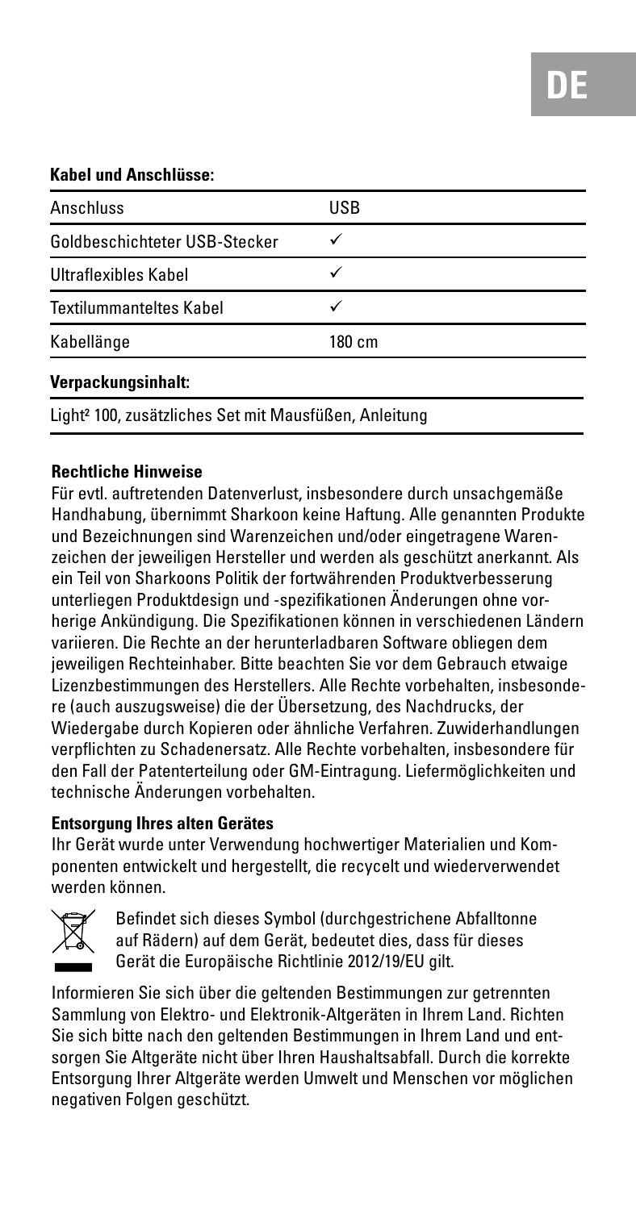**Kabel und Anschlüsse:**

| Anschluss | USB |
|---|---|
| Goldbeschichteter USB-Stecker | ✓ |
| Ultraflexibles Kabel | ✓ |
| Textilummanteltes Kabel | ✓ |
| Kabellänge | 180 cm |

**Verpackungsinhalt:**

Light² 100, zusätzliches Set mit Mausfüßen, Anleitung

**Rechtliche Hinweise**

Für evtl. auftretenden Datenverlust, insbesondere durch unsachgemäße Handhabung, übernimmt Sharkoon keine Haftung. Alle genannten Produkte und Bezeichnungen sind Warenzeichen und/oder eingetragene Warenzeichen der jeweiligen Hersteller und werden als geschützt anerkannt. Als ein Teil von Sharkoons Politik der fortwährenden Produktverbesserung unterliegen Produktdesign und -spezifikationen Änderungen ohne vorherige Ankündigung. Die Spezifikationen können in verschiedenen Ländern variieren. Die Rechte an der herunterladbaren Software obliegen dem jeweiligen Rechteinhaber. Bitte beachten Sie vor dem Gebrauch etwaige Lizenzbestimmungen des Herstellers. Alle Rechte vorbehalten, insbesondere (auch auszugsweise) die der Übersetzung, des Nachdrucks, der Wiedergabe durch Kopieren oder ähnliche Verfahren. Zuwiderhandlungen verpflichten zu Schadenersatz. Alle Rechte vorbehalten, insbesondere für den Fall der Patenterteilung oder GM-Eintragung. Liefermöglichkeiten und technische Änderungen vorbehalten.

**Entsorgung Ihres alten Gerätes**

Ihr Gerät wurde unter Verwendung hochwertiger Materialien und Komponenten entwickelt und hergestellt, die recycelt und wiederverwendet werden können.

Befindet sich dieses Symbol (durchgestrichene Abfalltonne auf Rädern) auf dem Gerät, bedeutet dies, dass für dieses Gerät die Europäische Richtlinie 2012/19/EU gilt.

Informieren Sie sich über die geltenden Bestimmungen zur getrennten Sammlung von Elektro- und Elektronik-Altgeräten in Ihrem Land. Richten Sie sich bitte nach den geltenden Bestimmungen in Ihrem Land und entsorgen Sie Altgeräte nicht über Ihren Haushaltsabfall. Durch die korrekte Entsorgung Ihrer Altgeräte werden Umwelt und Menschen vor möglichen negativen Folgen geschützt.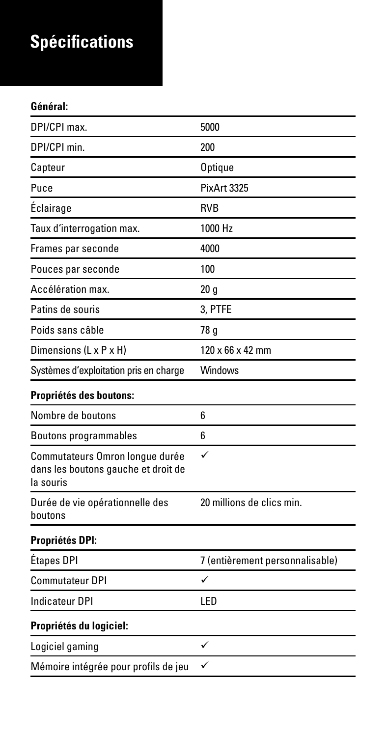# Spécifications

**Général:**

| | |
|---|---|
| DPI/CPI max. | 5000 |
| DPI/CPI min. | 200 |
| Capteur | Optique |
| Puce | PixArt 3325 |
| Éclairage | RVB |
| Taux d'interrogation max. | 1000 Hz |
| Frames par seconde | 4000 |
| Pouces par seconde | 100 |
| Accélération max. | 20 g |
| Patins de souris | 3, PTFE |
| Poids sans câble | 78 g |
| Dimensions (L x P x H) | 120 x 66 x 42 mm |
| Systèmes d'exploitation pris en charge | Windows |

**Propriétés des boutons:**

| | |
|---|---|
| Nombre de boutons | 6 |
| Boutons programmables | 6 |
| Commutateurs Omron longue durée dans les boutons gauche et droit de la souris | ✓ |
| Durée de vie opérationnelle des boutons | 20 millions de clics min. |

**Propriétés DPI:**

| | |
|---|---|
| Étapes DPI | 7 (entièrement personnalisable) |
| Commutateur DPI | ✓ |
| Indicateur DPI | LED |

**Propriétés du logiciel:**

| | |
|---|---|
| Logiciel gaming | ✓ |
| Mémoire intégrée pour profils de jeu | ✓ |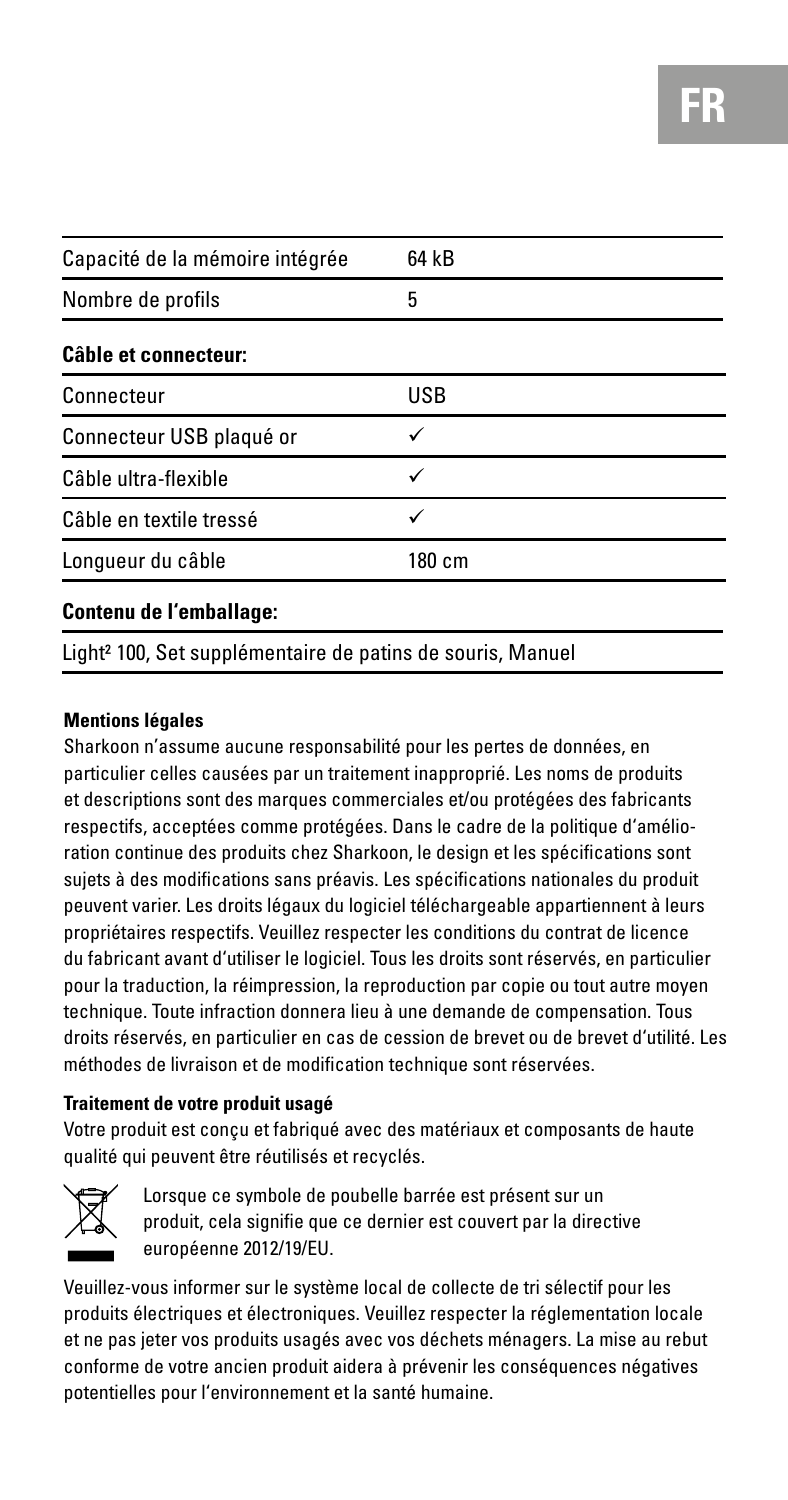| | |
|---|---|
| Capacité de la mémoire intégrée | 64 kB |
| Nombre de profils | 5 |
| **Câble et connecteur:** | |
| Connecteur | USB |
| Connecteur USB plaqué or | ✓ |
| Câble ultra-flexible | ✓ |
| Câble en textile tressé | ✓ |
| Longueur du câble | 180 cm |
| **Contenu de l'emballage:** | |
| Light² 100, Set supplémentaire de patins de souris, Manuel | |

**Mentions légales**

Sharkoon n'assume aucune responsabilité pour les pertes de données, en particulier celles causées par un traitement inapproprié. Les noms de produits et descriptions sont des marques commerciales et/ou protégées des fabricants respectifs, acceptées comme protégées. Dans le cadre de la politique d'amélioration continue des produits chez Sharkoon, le design et les spécifications sont sujets à des modifications sans préavis. Les spécifications nationales du produit peuvent varier. Les droits légaux du logiciel téléchargeable appartiennent à leurs propriétaires respectifs. Veuillez respecter les conditions du contrat de licence du fabricant avant d'utiliser le logiciel. Tous les droits sont réservés, en particulier pour la traduction, la réimpression, la reproduction par copie ou tout autre moyen technique. Toute infraction donnera lieu à une demande de compensation. Tous droits réservés, en particulier en cas de cession de brevet ou de brevet d'utilité. Les méthodes de livraison et de modification technique sont réservées.

**Traitement de votre produit usagé**

Votre produit est conçu et fabriqué avec des matériaux et composants de haute qualité qui peuvent être réutilisés et recyclés.

Lorsque ce symbole de poubelle barrée est présent sur un produit, cela signifie que ce dernier est couvert par la directive européenne 2012/19/EU.

Veuillez-vous informer sur le système local de collecte de tri sélectif pour les produits électriques et électroniques. Veuillez respecter la réglementation locale et ne pas jeter vos produits usagés avec vos déchets ménagers. La mise au rebut conforme de votre ancien produit aidera à prévenir les conséquences négatives potentielles pour l'environnement et la santé humaine.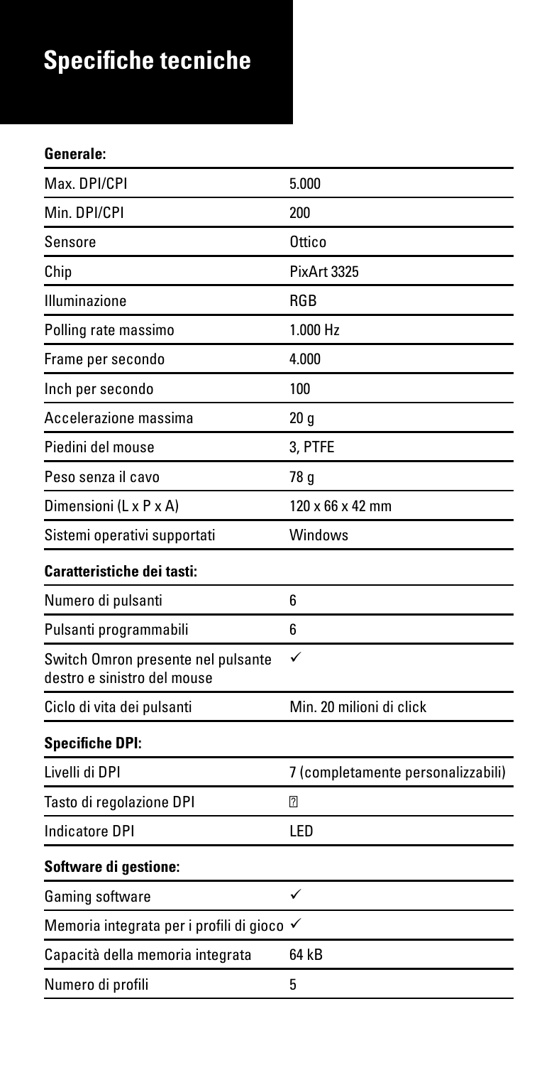# Specifiche tecniche

| **Generale:** | |
|---|---|
| Max. DPI/CPI | 5.000 |
| Min. DPI/CPI | 200 |
| Sensore | Ottico |
| Chip | PixArt 3325 |
| Illuminazione | RGB |
| Polling rate massimo | 1.000 Hz |
| Frame per secondo | 4.000 |
| Inch per secondo | 100 |
| Accelerazione massima | 20 g |
| Piedini del mouse | 3, PTFE |
| Peso senza il cavo | 78 g |
| Dimensioni (L x P x A) | 120 x 66 x 42 mm |
| Sistemi operativi supportati | Windows |
| **Caratteristiche dei tasti:** | |
| Numero di pulsanti | 6 |
| Pulsanti programmabili | 6 |
| Switch Omron presente nel pulsante destro e sinistro del mouse | ✓ |
| Ciclo di vita dei pulsanti | Min. 20 milioni di click |
| **Specifiche DPI:** | |
| Livelli di DPI | 7 (completamente personalizzabili) |
| Tasto di regolazione DPI | ? |
| Indicatore DPI | LED |
| **Software di gestione:** | |
| Gaming software | ✓ |
| Memoria integrata per i profili di gioco | ✓ |
| Capacità della memoria integrata | 64 kB |
| Numero di profili | 5 |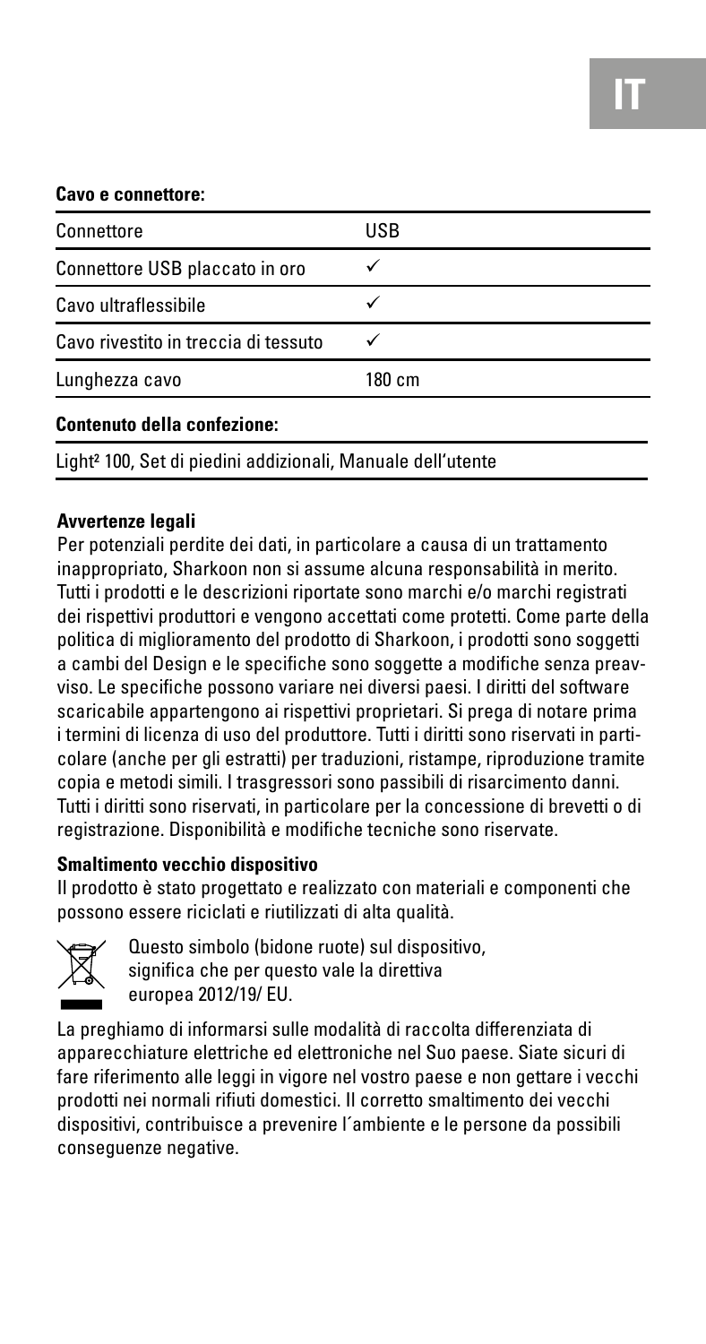**Cavo e connettore:**

| Connettore | USB |
|---|---|
| Connettore USB placcato in oro | ✓ |
| Cavo ultraflessibile | ✓ |
| Cavo rivestito in treccia di tessuto | ✓ |
| Lunghezza cavo | 180 cm |

**Contenuto della confezione:**

Light² 100, Set di piedini addizionali, Manuale dell'utente

**Avvertenze legali**

Per potenziali perdite dei dati, in particolare a causa di un trattamento inappropriato, Sharkoon non si assume alcuna responsabilità in merito. Tutti i prodotti e le descrizioni riportate sono marchi e/o marchi registrati dei rispettivi produttori e vengono accettati come protetti. Come parte della politica di miglioramento del prodotto di Sharkoon, i prodotti sono soggetti a cambi del Design e le specifiche sono soggette a modifiche senza preavviso. Le specifiche possono variare nei diversi paesi. I diritti del software scaricabile appartengono ai rispettivi proprietari. Si prega di notare prima i termini di licenza di uso del produttore. Tutti i diritti sono riservati in particolare (anche per gli estratti) per traduzioni, ristampe, riproduzione tramite copia e metodi simili. I trasgressori sono passibili di risarcimento danni. Tutti i diritti sono riservati, in particolare per la concessione di brevetti o di registrazione. Disponibilità e modifiche tecniche sono riservate.

**Smaltimento vecchio dispositivo**

Il prodotto è stato progettato e realizzato con materiali e componenti che possono essere riciclati e riutilizzati di alta qualità.

Questo simbolo (bidone ruote) sul dispositivo, significa che per questo vale la direttiva europea 2012/19/ EU.

La preghiamo di informarsi sulle modalità di raccolta differenziata di apparecchiature elettriche ed elettroniche nel Suo paese. Siate sicuri di fare riferimento alle leggi in vigore nel vostro paese e non gettare i vecchi prodotti nei normali rifiuti domestici. Il corretto smaltimento dei vecchi dispositivi, contribuisce a prevenire l´ambiente e le persone da possibili conseguenze negative.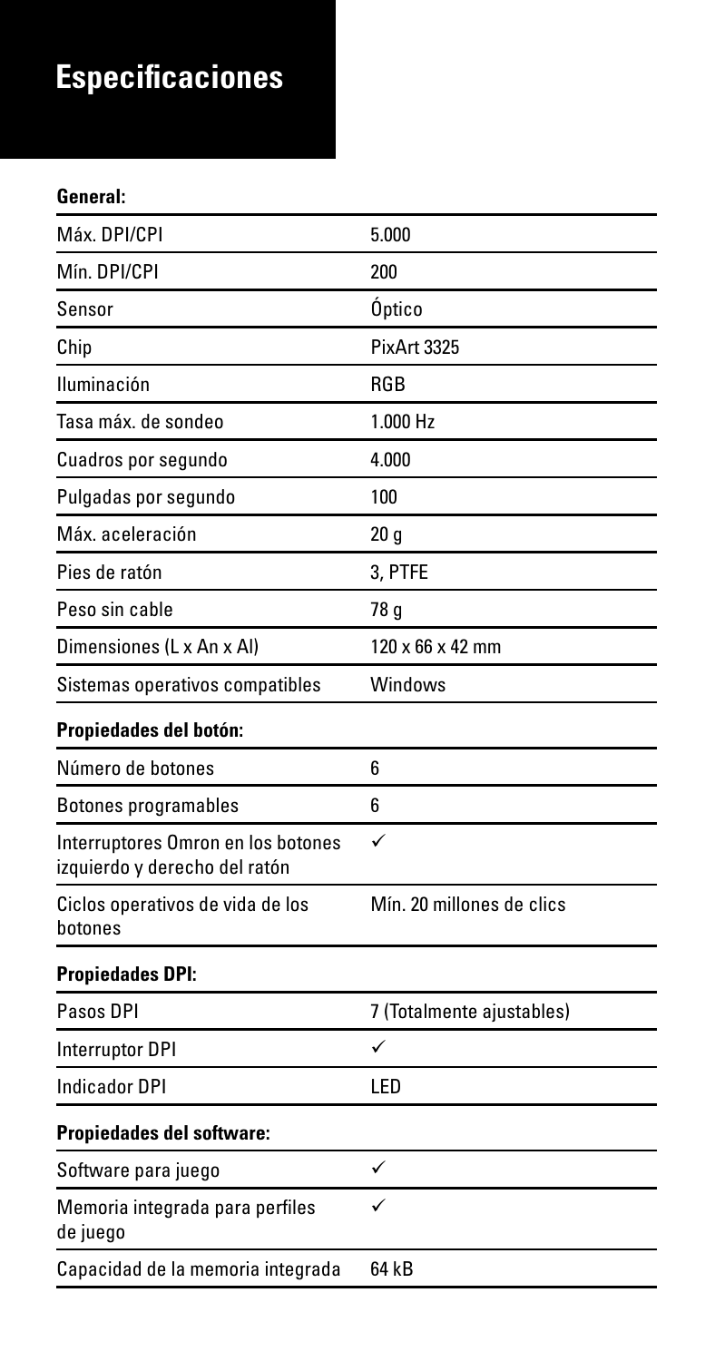# Especificaciones

**General:**

| | |
|---|---|
| Máx. DPI/CPI | 5.000 |
| Mín. DPI/CPI | 200 |
| Sensor | Óptico |
| Chip | PixArt 3325 |
| Iluminación | RGB |
| Tasa máx. de sondeo | 1.000 Hz |
| Cuadros por segundo | 4.000 |
| Pulgadas por segundo | 100 |
| Máx. aceleración | 20 g |
| Pies de ratón | 3, PTFE |
| Peso sin cable | 78 g |
| Dimensiones (L x An x Al) | 120 x 66 x 42 mm |
| Sistemas operativos compatibles | Windows |

**Propiedades del botón:**

| | |
|---|---|
| Número de botones | 6 |
| Botones programables | 6 |
| Interruptores Omron en los botones izquierdo y derecho del ratón | ✓ |
| Ciclos operativos de vida de los botones | Mín. 20 millones de clics |

**Propiedades DPI:**

| | |
|---|---|
| Pasos DPI | 7 (Totalmente ajustables) |
| Interruptor DPI | ✓ |
| Indicador DPI | LED |

**Propiedades del software:**

| | |
|---|---|
| Software para juego | ✓ |
| Memoria integrada para perfiles de juego | ✓ |
| Capacidad de la memoria integrada | 64 kB |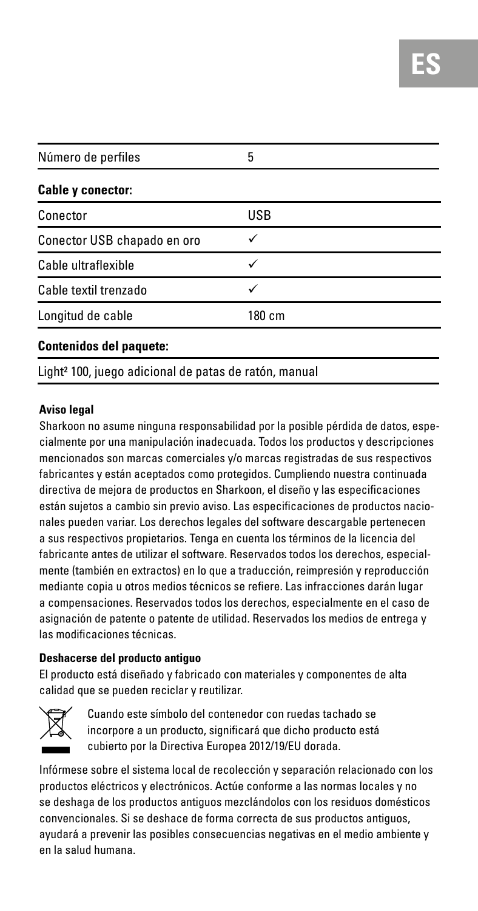| Número de perfiles | 5 |
| --- | --- |
| **Cable y conector:** | |
| Conector | USB |
| Conector USB chapado en oro | ✓ |
| Cable ultraflexible | ✓ |
| Cable textil trenzado | ✓ |
| Longitud de cable | 180 cm |
| **Contenidos del paquete:** | |
| Light² 100, juego adicional de patas de ratón, manual | |

**Aviso legal**

Sharkoon no asume ninguna responsabilidad por la posible pérdida de datos, especialmente por una manipulación inadecuada. Todos los productos y descripciones mencionados son marcas comerciales y/o marcas registradas de sus respectivos fabricantes y están aceptados como protegidos. Cumpliendo nuestra continuada directiva de mejora de productos en Sharkoon, el diseño y las especificaciones están sujetos a cambio sin previo aviso. Las especificaciones de productos nacionales pueden variar. Los derechos legales del software descargable pertenecen a sus respectivos propietarios. Tenga en cuenta los términos de la licencia del fabricante antes de utilizar el software. Reservados todos los derechos, especialmente (también en extractos) en lo que a traducción, reimpresión y reproducción mediante copia u otros medios técnicos se refiere. Las infracciones darán lugar a compensaciones. Reservados todos los derechos, especialmente en el caso de asignación de patente o patente de utilidad. Reservados los medios de entrega y las modificaciones técnicas.

**Deshacerse del producto antiguo**

El producto está diseñado y fabricado con materiales y componentes de alta calidad que se pueden reciclar y reutilizar.

Cuando este símbolo del contenedor con ruedas tachado se incorpore a un producto, significará que dicho producto está cubierto por la Directiva Europea 2012/19/EU dorada.

Infórmese sobre el sistema local de recolección y separación relacionado con los productos eléctricos y electrónicos. Actúe conforme a las normas locales y no se deshaga de los productos antiguos mezclándolos con los residuos domésticos convencionales. Si se deshace de forma correcta de sus productos antiguos, ayudará a prevenir las posibles consecuencias negativas en el medio ambiente y en la salud humana.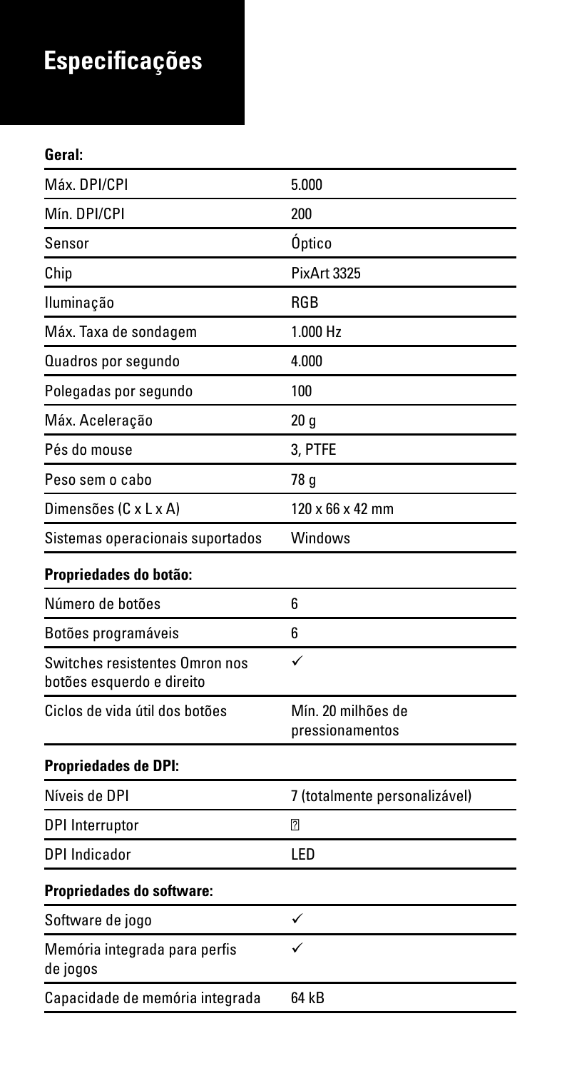# Especificações

**Geral:**

| | |
|---|---|
| Máx. DPI/CPI | 5.000 |
| Mín. DPI/CPI | 200 |
| Sensor | Óptico |
| Chip | PixArt 3325 |
| Iluminação | RGB |
| Máx. Taxa de sondagem | 1.000 Hz |
| Quadros por segundo | 4.000 |
| Polegadas por segundo | 100 |
| Máx. Aceleração | 20 g |
| Pés do mouse | 3, PTFE |
| Peso sem o cabo | 78 g |
| Dimensões (C x L x A) | 120 x 66 x 42 mm |
| Sistemas operacionais suportados | Windows |

**Propriedades do botão:**

| | |
|---|---|
| Número de botões | 6 |
| Botões programáveis | 6 |
| Switches resistentes Omron nos botões esquerdo e direito | ✓ |
| Ciclos de vida útil dos botões | Mín. 20 milhões de pressionamentos |

**Propriedades de DPI:**

| | |
|---|---|
| Níveis de DPI | 7 (totalmente personalizável) |
| DPI Interruptor | ? |
| DPI Indicador | LED |

**Propriedades do software:**

| | |
|---|---|
| Software de jogo | ✓ |
| Memória integrada para perfis de jogos | ✓ |
| Capacidade de memória integrada | 64 kB |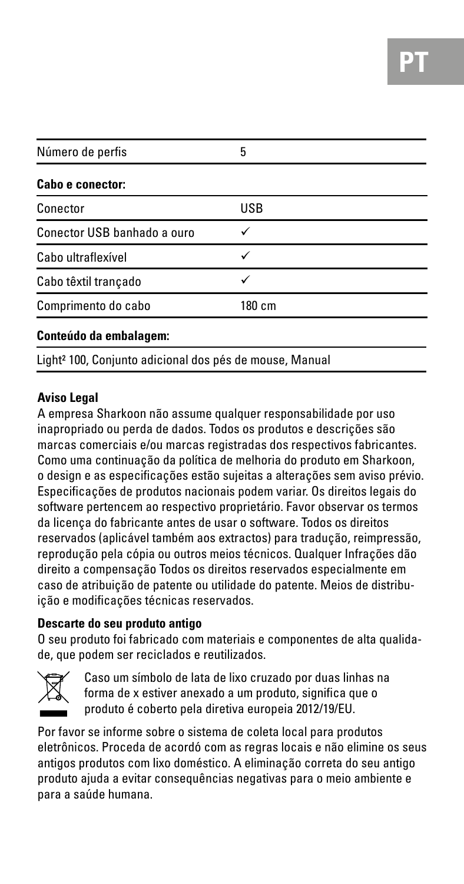| Número de perfis | 5 |
|---|---|
| **Cabo e conector:** | |
| Conector | USB |
| Conector USB banhado a ouro | ✓ |
| Cabo ultraflexível | ✓ |
| Cabo têxtil trançado | ✓ |
| Comprimento do cabo | 180 cm |
| **Conteúdo da embalagem:** | |
| Light² 100, Conjunto adicional dos pés de mouse, Manual | |

**Aviso Legal**

A empresa Sharkoon não assume qualquer responsabilidade por uso inapropriado ou perda de dados. Todos os produtos e descrições são marcas comerciais e/ou marcas registradas dos respectivos fabricantes. Como uma continuação da política de melhoria do produto em Sharkoon, o design e as especificações estão sujeitas a alterações sem aviso prévio. Especificações de produtos nacionais podem variar. Os direitos legais do software pertencem ao respectivo proprietário. Favor observar os termos da licença do fabricante antes de usar o software. Todos os direitos reservados (aplicável também aos extractos) para tradução, reimpressão, reprodução pela cópia ou outros meios técnicos. Qualquer Infrações dão direito a compensação Todos os direitos reservados especialmente em caso de atribuição de patente ou utilidade do patente. Meios de distribuição e modificações técnicas reservados.

**Descarte do seu produto antigo**

O seu produto foi fabricado com materiais e componentes de alta qualidade, que podem ser reciclados e reutilizados.

Caso um símbolo de lata de lixo cruzado por duas linhas na forma de x estiver anexado a um produto, significa que o produto é coberto pela diretiva europeia 2012/19/EU.

Por favor se informe sobre o sistema de coleta local para produtos eletrônicos. Proceda de acordó com as regras locais e não elimine os seus antigos produtos com lixo doméstico. A eliminação correta do seu antigo produto ajuda a evitar consequências negativas para o meio ambiente e para a saúde humana.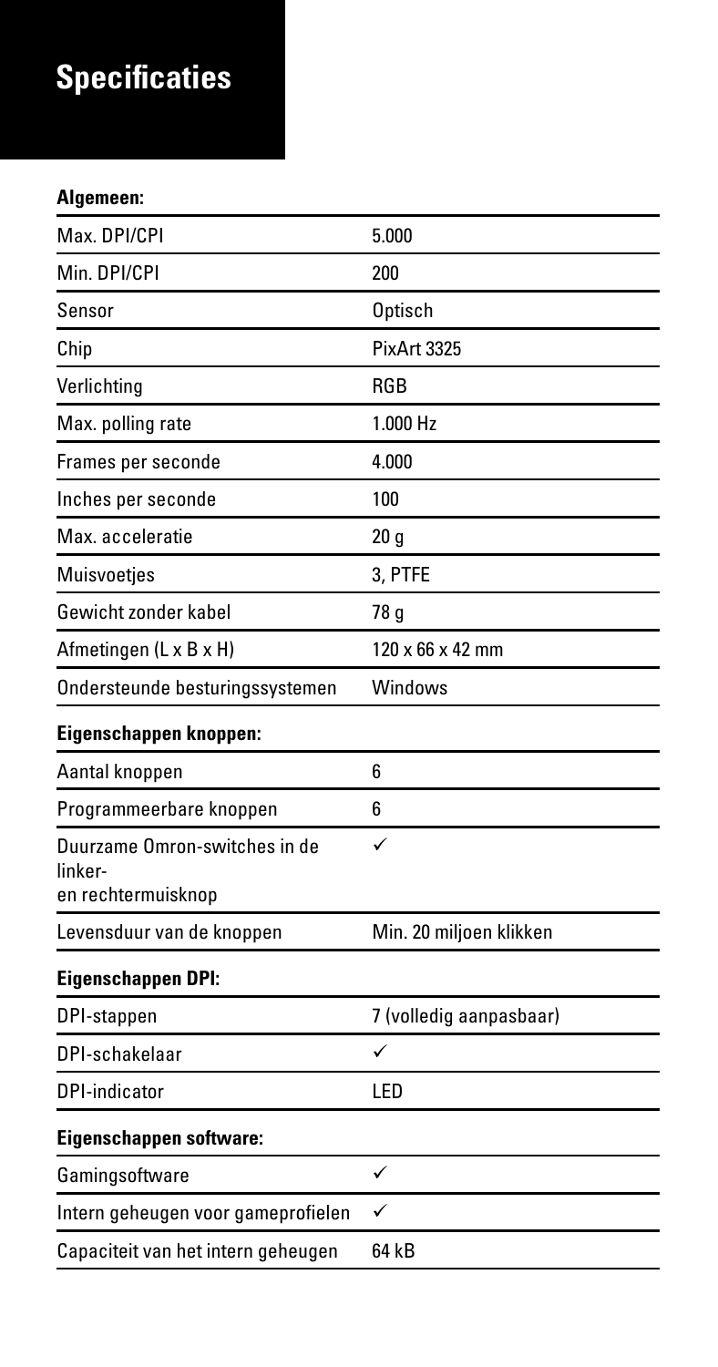# Specificaties

**Algemeen:**

| | |
|---|---|
| Max. DPI/CPI | 5.000 |
| Min. DPI/CPI | 200 |
| Sensor | Optisch |
| Chip | PixArt 3325 |
| Verlichting | RGB |
| Max. polling rate | 1.000 Hz |
| Frames per seconde | 4.000 |
| Inches per seconde | 100 |
| Max. acceleratie | 20 g |
| Muisvoetjes | 3, PTFE |
| Gewicht zonder kabel | 78 g |
| Afmetingen (L x B x H) | 120 x 66 x 42 mm |
| Ondersteunde besturingssystemen | Windows |

**Eigenschappen knoppen:**

| | |
|---|---|
| Aantal knoppen | 6 |
| Programmeerbare knoppen | 6 |
| Duurzame Omron-switches in de linker- en rechtermuisknop | ✓ |
| Levensduur van de knoppen | Min. 20 miljoen klikken |

**Eigenschappen DPI:**

| | |
|---|---|
| DPI-stappen | 7 (volledig aanpasbaar) |
| DPI-schakelaar | ✓ |
| DPI-indicator | LED |

**Eigenschappen software:**

| | |
|---|---|
| Gamingsoftware | ✓ |
| Intern geheugen voor gameprofielen | ✓ |
| Capaciteit van het intern geheugen | 64 kB |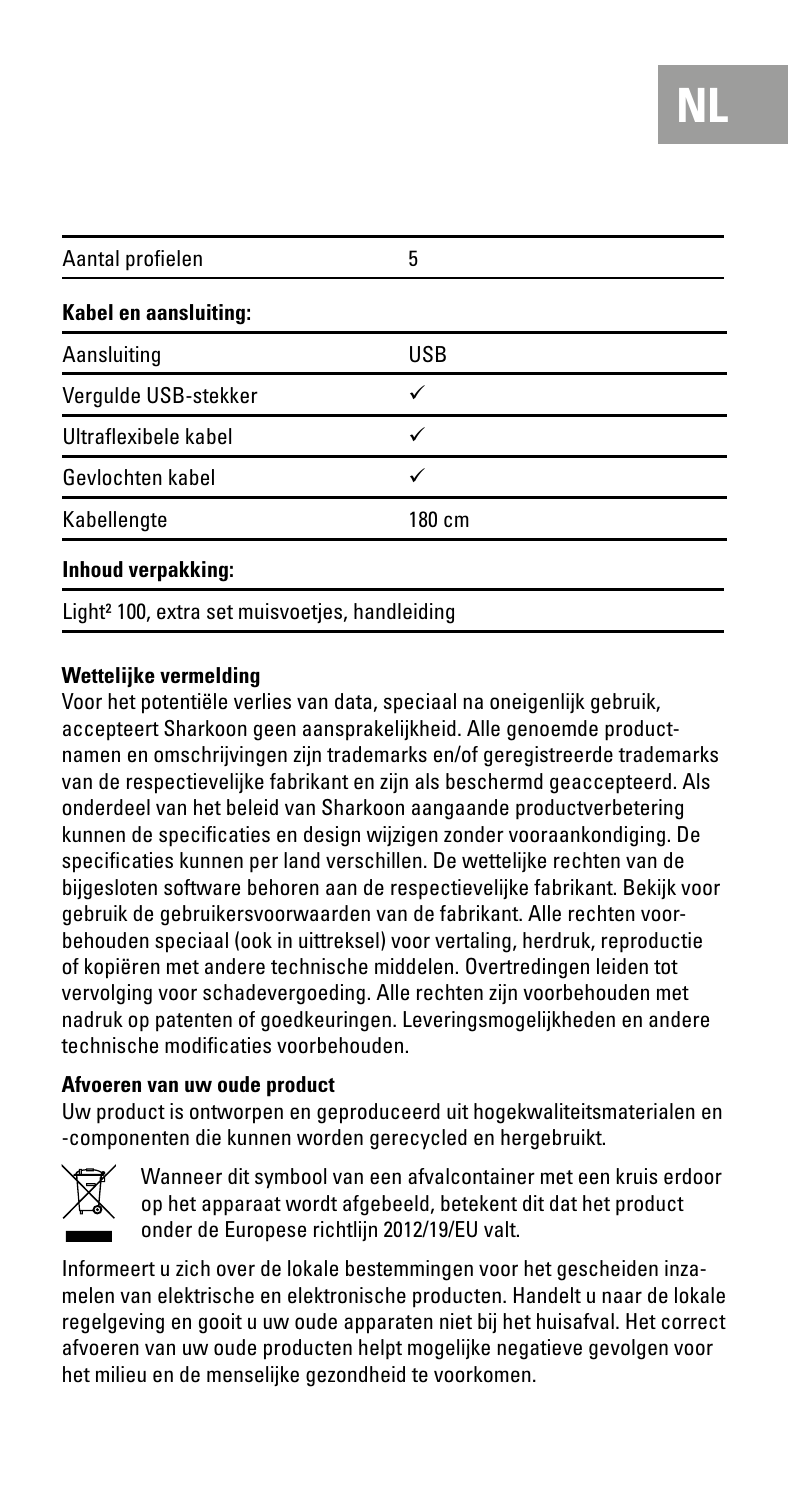| Aantal profielen | 5 |
|---|---|
| **Kabel en aansluiting:** | |
| Aansluiting | USB |
| Vergulde USB-stekker | ✓ |
| Ultraflexibele kabel | ✓ |
| Gevlochten kabel | ✓ |
| Kabellengte | 180 cm |
| **Inhoud verpakking:** | |
| Light² 100, extra set muisvoetjes, handleiding | |

**Wettelijke vermelding**

Voor het potentiële verlies van data, speciaal na oneigenlijk gebruik, accepteert Sharkoon geen aansprakelijkheid. Alle genoemde productnamen en omschrijvingen zijn trademarks en/of geregistreerde trademarks van de respectievelijke fabrikant en zijn als beschermd geaccepteerd. Als onderdeel van het beleid van Sharkoon aangaande productverbetering kunnen de specificaties en design wijzigen zonder vooraankondiging. De specificaties kunnen per land verschillen. De wettelijke rechten van de bijgesloten software behoren aan de respectievelijke fabrikant. Bekijk voor gebruik de gebruikersvoorwaarden van de fabrikant. Alle rechten voorbehouden speciaal (ook in uittreksel) voor vertaling, herdruk, reproductie of kopiëren met andere technische middelen. Overtredingen leiden tot vervolging voor schadevergoeding. Alle rechten zijn voorbehouden met nadruk op patenten of goedkeuringen. Leveringsmogelijkheden en andere technische modificaties voorbehouden.

**Afvoeren van uw oude product**

Uw product is ontworpen en geproduceerd uit hogekwaliteitsmaterialen en -componenten die kunnen worden gerecycled en hergebruikt.

Wanneer dit symbool van een afvalcontainer met een kruis erdoor op het apparaat wordt afgebeeld, betekent dit dat het product onder de Europese richtlijn 2012/19/EU valt.

Informeert u zich over de lokale bestemmingen voor het gescheiden inzamelen van elektrische en elektronische producten. Handelt u naar de lokale regelgeving en gooit u uw oude apparaten niet bij het huisafval. Het correct afvoeren van uw oude producten helpt mogelijke negatieve gevolgen voor het milieu en de menselijke gezondheid te voorkomen.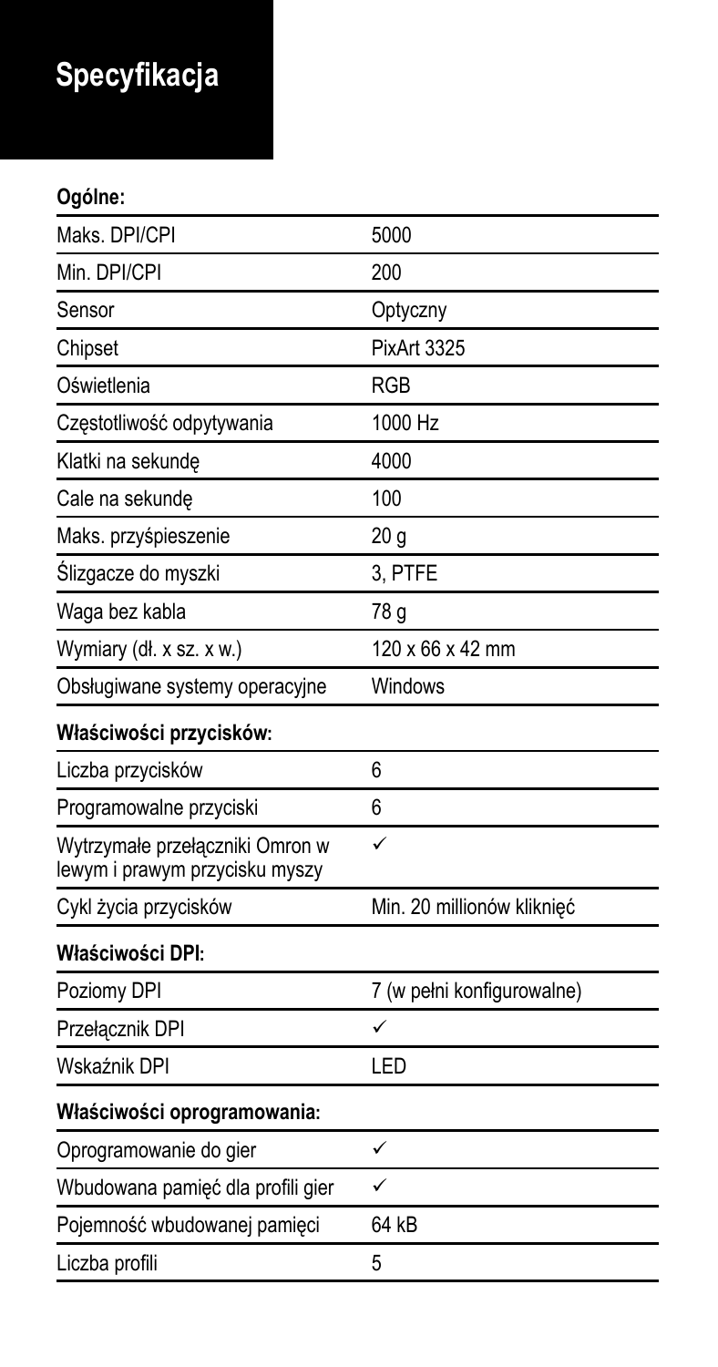# Specyfikacja

| **Ogólne:** | |
|---|---|
| Maks. DPI/CPI | 5000 |
| Min. DPI/CPI | 200 |
| Sensor | Optyczny |
| Chipset | PixArt 3325 |
| Oświetlenia | RGB |
| Częstotliwość odpytywania | 1000 Hz |
| Klatki na sekundę | 4000 |
| Cale na sekundę | 100 |
| Maks. przyśpieszenie | 20 g |
| Ślizgacze do myszki | 3, PTFE |
| Waga bez kabla | 78 g |
| Wymiary (dł. x sz. x w.) | 120 x 66 x 42 mm |
| Obsługiwane systemy operacyjne | Windows |
| **Właściwości przycisków:** | |
| Liczba przycisków | 6 |
| Programowalne przyciski | 6 |
| Wytrzymałe przełączniki Omron w lewym i prawym przycisku myszy | ✓ |
| Cykl życia przycisków | Min. 20 millionów kliknięć |
| **Właściwości DPI:** | |
| Poziomy DPI | 7 (w pełni konfigurowalne) |
| Przełącznik DPI | ✓ |
| Wskaźnik DPI | LED |
| **Właściwości oprogramowania:** | |
| Oprogramowanie do gier | ✓ |
| Wbudowana pamięć dla profili gier | ✓ |
| Pojemność wbudowanej pamięci | 64 kB |
| Liczba profili | 5 |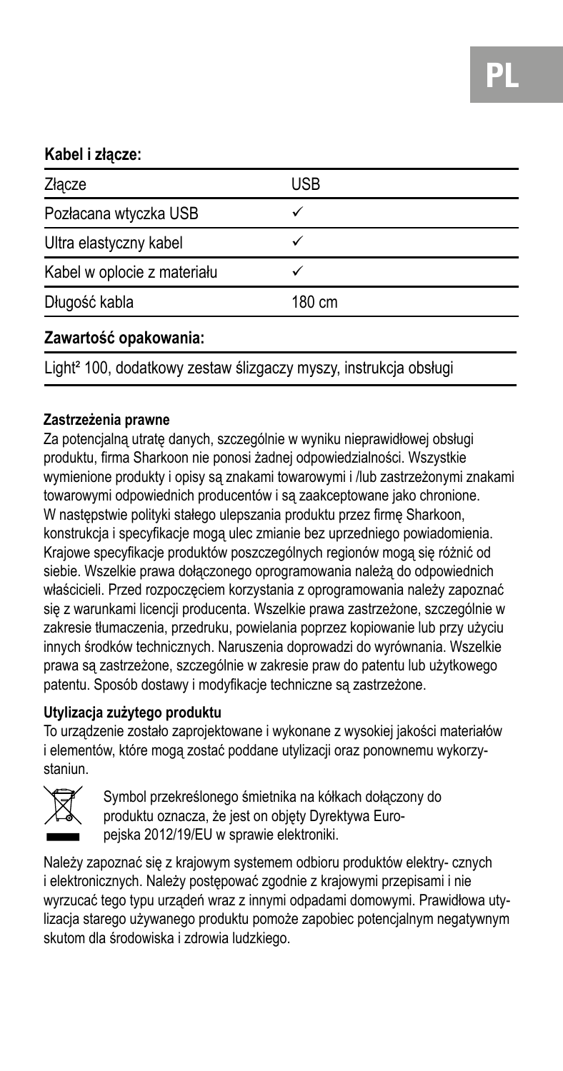**Kabel i złącze:**

| Złącze | USB |
| --- | --- |
| Pozłacana wtyczka USB | ✓ |
| Ultra elastyczny kabel | ✓ |
| Kabel w oplocie z materiału | ✓ |
| Długość kabla | 180 cm |

**Zawartość opakowania:**

Light² 100, dodatkowy zestaw ślizgaczy myszy, instrukcja obsługi

**Zastrzeżenia prawne**

Za potencjalną utratę danych, szczególnie w wyniku nieprawidłowej obsługi produktu, firma Sharkoon nie ponosi żadnej odpowiedzialności. Wszystkie wymienione produkty i opisy są znakami towarowymi i /lub zastrzeżonymi znakami towarowymi odpowiednich producentów i są zaakceptowane jako chronione. W następstwie polityki stałego ulepszania produktu przez firmę Sharkoon, konstrukcja i specyfikacje mogą ulec zmianie bez uprzedniego powiadomienia. Krajowe specyfikacje produktów poszczególnych regionów mogą się różnić od siebie. Wszelkie prawa dołączonego oprogramowania należą do odpowiednich właścicieli. Przed rozpoczęciem korzystania z oprogramowania należy zapoznać się z warunkami licencji producenta. Wszelkie prawa zastrzeżone, szczególnie w zakresie tłumaczenia, przedruku, powielania poprzez kopiowanie lub przy użyciu innych środków technicznych. Naruszenia doprowadzi do wyrównania. Wszelkie prawa są zastrzeżone, szczególnie w zakresie praw do patentu lub użytkowego patentu. Sposób dostawy i modyfikacje techniczne są zastrzeżone.

**Utylizacja zużytego produktu**

To urządzenie zostało zaprojektowane i wykonane z wysokiej jakości materiałów i elementów, które mogą zostać poddane utylizacji oraz ponownemu wykorzystaniun.

Symbol przekreślonego śmietnika na kółkach dołączony do produktu oznacza, że jest on objęty Dyrektywa Europejska 2012/19/EU w sprawie elektroniki.

Należy zapoznać się z krajowym systemem odbioru produktów elektry- cznych i elektronicznych. Należy postępować zgodnie z krajowymi przepisami i nie wyrzucać tego typu urządeń wraz z innymi odpadami domowymi. Prawidłowa utylizacja starego używanego produktu pomoże zapobiec potencjalnym negatywnym skutom dla środowiska i zdrowia ludzkiego.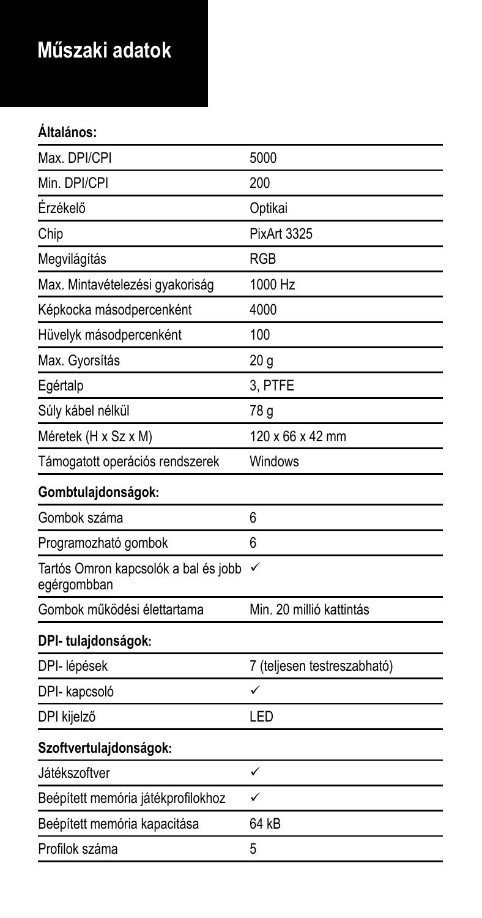# Műszaki adatok

**Általános:**

| | |
|---|---|
| Max. DPI/CPI | 5000 |
| Min. DPI/CPI | 200 |
| Érzékelő | Optikai |
| Chip | PixArt 3325 |
| Megvilágítás | RGB |
| Max. Mintavételezési gyakoriság | 1000 Hz |
| Képkocka másodpercenként | 4000 |
| Hüvelyk másodpercenként | 100 |
| Max. Gyorsítás | 20 g |
| Egértalp | 3, PTFE |
| Súly kábel nélkül | 78 g |
| Méretek (H x Sz x M) | 120 x 66 x 42 mm |
| Támogatott operációs rendszerek | Windows |
| **Gombtulajdonságok:** | |
| Gombok száma | 6 |
| Programozható gombok | 6 |
| Tartós Omron kapcsolók a bal és jobb egérgombban | ✓ |
| Gombok működési élettartama | Min. 20 millió kattintás |
| **DPI- tulajdonságok:** | |
| DPI- lépések | 7 (teljesen testreszabható) |
| DPI- kapcsoló | ✓ |
| DPI kijelző | LED |
| **Szoftvertulajdonságok:** | |
| Játékszoftver | ✓ |
| Beépített memória játékprofilokhoz | ✓ |
| Beépített memória kapacitása | 64 kB |
| Profilok száma | 5 |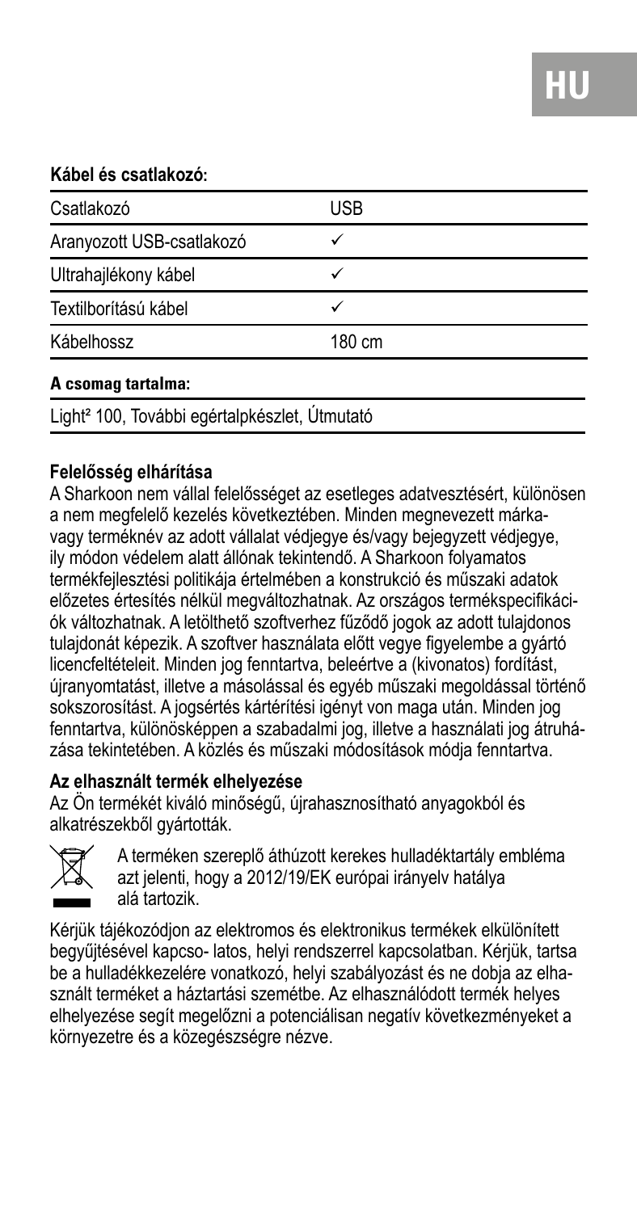**Kábel és csatlakozó:**

| Csatlakozó | USB |
|---|---|
| Aranyozott USB-csatlakozó | ✓ |
| Ultrahajlékony kábel | ✓ |
| Textilborítású kábel | ✓ |
| Kábelhossz | 180 cm |

**A csomag tartalma:**

Light² 100, További egértalpkészlet, Útmutató

**Felelősség elhárítása**

A Sharkoon nem vállal felelősséget az esetleges adatvesztésért, különösen a nem megfelelő kezelés következtében. Minden megnevezett márka- vagy terméknév az adott vállalat védjegye és/vagy bejegyzett védjegye, ily módon védelem alatt állónak tekintendő. A Sharkoon folyamatos termékfejlesztési politikája értelmében a konstrukció és műszaki adatok előzetes értesítés nélkül megváltozhatnak. Az országos termékspecifikációk változhatnak. A letölthető szoftverhez fűződő jogok az adott tulajdonos tulajdonát képezik. A szoftver használata előtt vegye figyelembe a gyártó licencfeltételeit. Minden jog fenntartva, beleértve a (kivonatos) fordítást, újranyomtatást, illetve a másolással és egyéb műszaki megoldással történő sokszorosítást. A jogsértés kártérítési igényt von maga után. Minden jog fenntartva, különösképpen a szabadalmi jog, illetve a használati jog átruházása tekintetében. A közlés és műszaki módosítások módja fenntartva.

**Az elhasznált termék elhelyezése**

Az Ön termékét kiváló minőségű, újrahasznosítható anyagokból és alkatrészekből gyártották.

A terméken szereplő áthúzott kerekes hulladéktartály embléma azt jelenti, hogy a 2012/19/EK európai irányelv hatálya alá tartozik.

Kérjük tájékozódjon az elektromos és elektronikus termékek elkülönített begyűjtésével kapcso- latos, helyi rendszerrel kapcsolatban. Kérjük, tartsa be a hulladékkezelésre vonatkozó, helyi szabályozást és ne dobja az elhasznált terméket a háztartási szemétbe. Az elhasználódott termék helyes elhelyezése segít megelőzni a potenciálisan negatív következményeket a környezetre és a közegészségre nézve.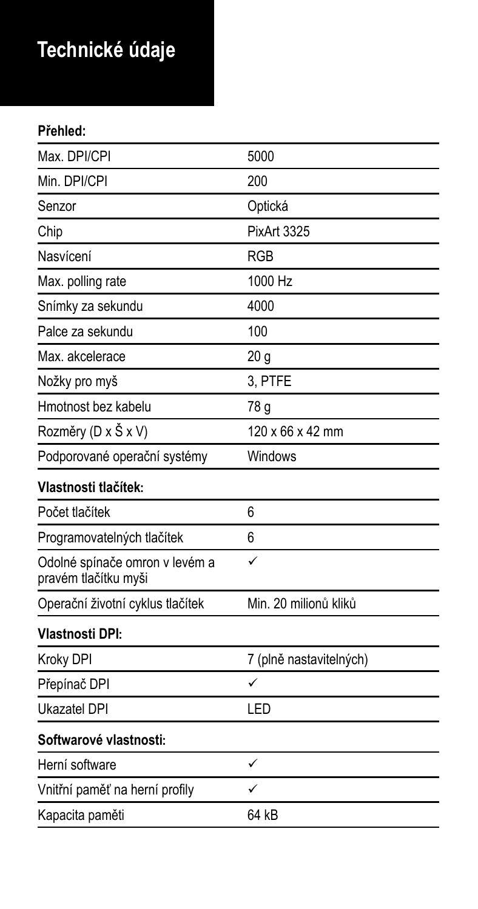# Technické údaje

**Přehled:**

| | |
|---|---|
| Max. DPI/CPI | 5000 |
| Min. DPI/CPI | 200 |
| Senzor | Optická |
| Chip | PixArt 3325 |
| Nasvícení | RGB |
| Max. polling rate | 1000 Hz |
| Snímky za sekundu | 4000 |
| Palce za sekundu | 100 |
| Max. akcelerace | 20 g |
| Nožky pro myš | 3, PTFE |
| Hmotnost bez kabelu | 78 g |
| Rozměry (D x Š x V) | 120 x 66 x 42 mm |
| Podporované operační systémy | Windows |

**Vlastnosti tlačítek:**

| | |
|---|---|
| Počet tlačítek | 6 |
| Programovatelných tlačítek | 6 |
| Odolné spínače omron v levém a pravém tlačítku myši | ✓ |
| Operační životní cyklus tlačítek | Min. 20 milionů kliků |

**Vlastnosti DPI:**

| | |
|---|---|
| Kroky DPI | 7 (plně nastavitelných) |
| Přepínač DPI | ✓ |
| Ukazatel DPI | LED |

**Softwarové vlastnosti:**

| | |
|---|---|
| Herní software | ✓ |
| Vnitřní paměť na herní profily | ✓ |
| Kapacita paměti | 64 kB |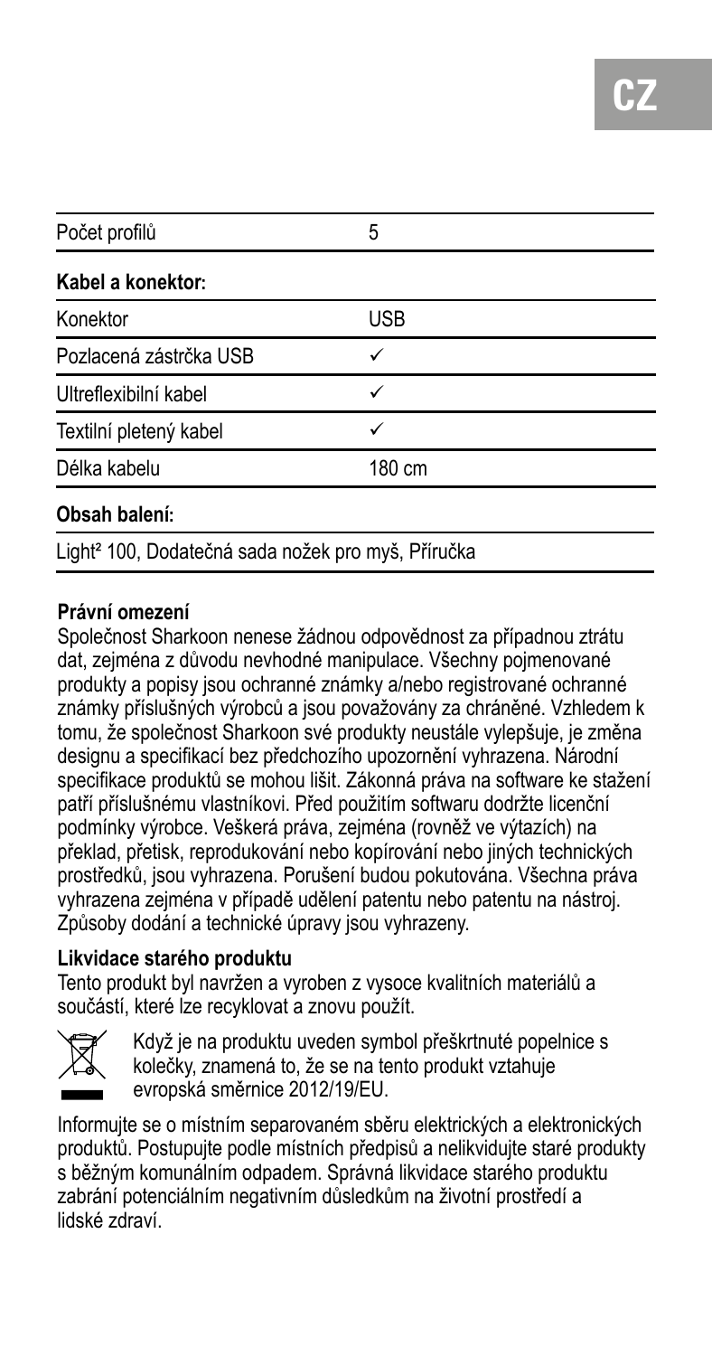| Počet profilů | 5 |
| --- | --- |
| **Kabel a konektor:** | |
| Konektor | USB |
| Pozlacená zástrčka USB | ✓ |
| Ultreflexibilní kabel | ✓ |
| Textilní pletený kabel | ✓ |
| Délka kabelu | 180 cm |
| **Obsah balení:** | |
| Light² 100, Dodatečná sada nožek pro myš, Příručka | |

**Právní omezení**

Společnost Sharkoon nenese žádnou odpovědnost za případnou ztrátu dat, zejména z důvodu nevhodné manipulace. Všechny pojmenované produkty a popisy jsou ochranné známky a/nebo registrované ochranné známky příslušných výrobců a jsou považovány za chráněné. Vzhledem k tomu, že společnost Sharkoon své produkty neustále vylepšuje, je změna designu a specifikací bez předchozího upozornění vyhrazena. Národní specifikace produktů se mohou lišit. Zákonná práva na software ke stažení patří příslušnému vlastníkovi. Před použitím softwaru dodržte licenční podmínky výrobce. Veškerá práva, zejména (rovněž ve výtazích) na překlad, přetisk, reprodukování nebo kopírování nebo jiných technických prostředků, jsou vyhrazena. Porušení budou pokutována. Všechna práva vyhrazena zejména v případě udělení patentu nebo patentu na nástroj. Způsoby dodání a technické úpravy jsou vyhrazeny.

**Likvidace starého produktu**

Tento produkt byl navržen a vyroben z vysoce kvalitních materiálů a součástí, které lze recyklovat a znovu použít.

Když je na produktu uveden symbol přeškrtnuté popelnice s kolečky, znamená to, že se na tento produkt vztahuje evropská směrnice 2012/19/EU.

Informujte se o místním separovaném sběru elektrických a elektronických produktů. Postupujte podle místních předpisů a nelikvidujte staré produkty s běžným komunálním odpadem. Správná likvidace starého produktu zabrání potenciálním negativním důsledkům na životní prostředí a lidské zdraví.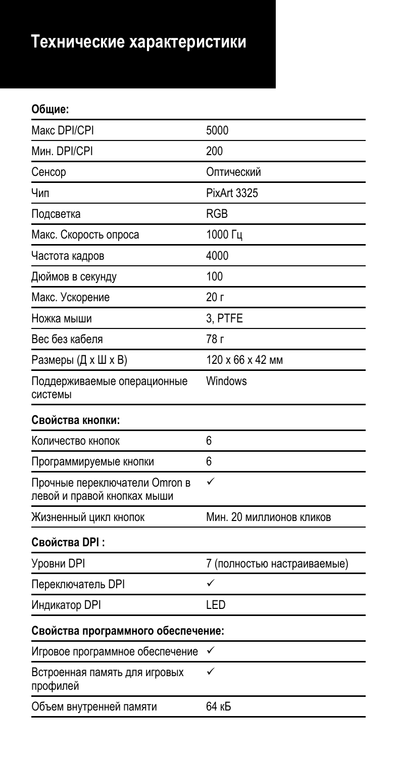# Технические характеристики

**Общие:**

| | |
|---|---|
| Макс DPI/CPI | 5000 |
| Мин. DPI/CPI | 200 |
| Сенсор | Оптический |
| Чип | PixArt 3325 |
| Подсветка | RGB |
| Макс. Скорость опроса | 1000 Гц |
| Частота кадров | 4000 |
| Дюймов в секунду | 100 |
| Макс. Ускорение | 20 г |
| Ножка мыши | 3, PTFE |
| Вес без кабеля | 78 г |
| Размеры (Д x Ш x В) | 120 x 66 x 42 мм |
| Поддерживаемые операционные системы | Windows |

**Свойства кнопки:**

| | |
|---|---|
| Количество кнопок | 6 |
| Программируемые кнопки | 6 |
| Прочные переключатели Omron в левой и правой кнопках мыши | ✓ |
| Жизненный цикл кнопок | Мин. 20 миллионов кликов |

**Свойства DPI :**

| | |
|---|---|
| Уровни DPI | 7 (полностью настраиваемые) |
| Переключатель DPI | ✓ |
| Индикатор DPI | LED |

**Свойства программного обеспечение:**

| | |
|---|---|
| Игровое программное обеспечение | ✓ |
| Встроенная память для игровых профилей | ✓ |
| Объем внутренней памяти | 64 кБ |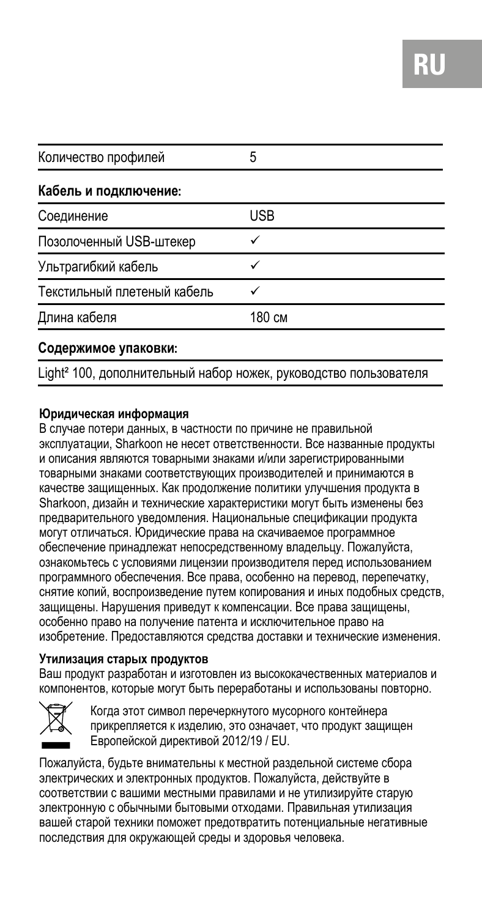| | |
|---|---|
| Количество профилей | 5 |
| **Кабель и подключение:** | |
| Соединение | USB |
| Позолоченный USB-штекер | ✓ |
| Ультрагибкий кабель | ✓ |
| Текстильный плетеный кабель | ✓ |
| Длина кабеля | 180 см |
| **Содержимое упаковки:** | |
| Light² 100, дополнительный набор ножек, руководство пользователя | |

#### Юридическая информация

В случае потери данных, в частности по причине не правильной эксплуатации, Sharkoon не несет ответственности. Все названные продукты и описания являются товарными знаками и/или зарегистрированными товарными знаками соответствующих производителей и принимаются в качестве защищенных. Как продолжение политики улучшения продукта в Sharkoon, дизайн и технические характеристики могут быть изменены без предварительного уведомления. Национальные спецификации продукта могут отличаться. Юридические права на скачиваемое программное обеспечение принадлежат непосредственному владельцу. Пожалуйста, ознакомьтесь с условиями лицензии производителя перед использованием программного обеспечения. Все права, особенно на перевод, перепечатку, снятие копий, воспроизведение путем копирования и иных подобных средств, защищены. Нарушения приведут к компенсации. Все права защищены, особенно право на получение патента и исключительное право на изобретение. Предоставляются средства доставки и технические изменения.

#### Утилизация старых продуктов

Ваш продукт разработан и изготовлен из высококачественных материалов и компонентов, которые могут быть переработаны и использованы повторно.

Когда этот символ перечеркнутого мусорного контейнера прикрепляется к изделию, это означает, что продукт защищен Европейской директивой 2012/19 / EU.

Пожалуйста, будьте внимательны к местной раздельной системе сбора электрических и электронных продуктов. Пожалуйста, действуйте в соответствии с вашими местными правилами и не утилизируйте старую электронную с обычными бытовыми отходами. Правильная утилизация вашей старой техники поможет предотвратить потенциальные негативные последствия для окружающей среды и здоровья человека.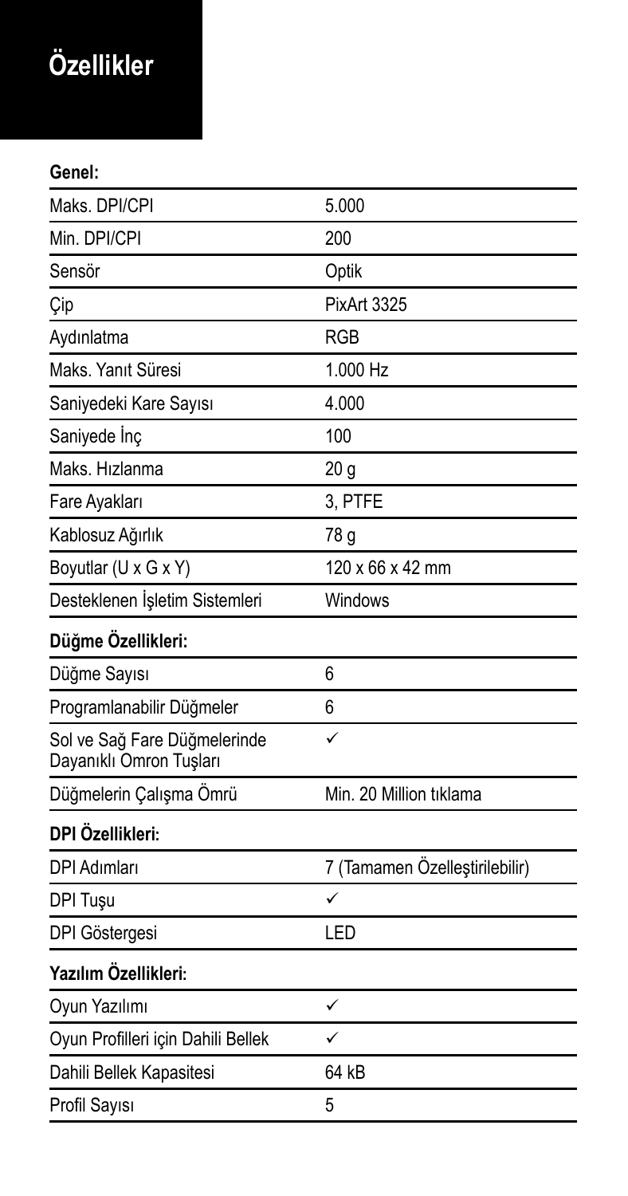# Özellikler

**Genel:**

| | |
|---|---|
| Maks. DPI/CPI | 5.000 |
| Min. DPI/CPI | 200 |
| Sensör | Optik |
| Çip | PixArt 3325 |
| Aydınlatma | RGB |
| Maks. Yanıt Süresi | 1.000 Hz |
| Saniyedeki Kare Sayısı | 4.000 |
| Saniyede İnç | 100 |
| Maks. Hızlanma | 20 g |
| Fare Ayakları | 3, PTFE |
| Kablosuz Ağırlık | 78 g |
| Boyutlar (U x G x Y) | 120 x 66 x 42 mm |
| Desteklenen İşletim Sistemleri | Windows |

**Düğme Özellikleri:**

| | |
|---|---|
| Düğme Sayısı | 6 |
| Programlanabilir Düğmeler | 6 |
| Sol ve Sağ Fare Düğmelerinde Dayanıklı Omron Tuşları | ✓ |
| Düğmelerin Çalışma Ömrü | Min. 20 Million tıklama |

**DPI Özellikleri:**

| | |
|---|---|
| DPI Adımları | 7 (Tamamen Özelleştirilebilir) |
| DPI Tuşu | ✓ |
| DPI Göstergesi | LED |

**Yazılım Özellikleri:**

| | |
|---|---|
| Oyun Yazılımı | ✓ |
| Oyun Profilleri için Dahili Bellek | ✓ |
| Dahili Bellek Kapasitesi | 64 kB |
| Profil Sayısı | 5 |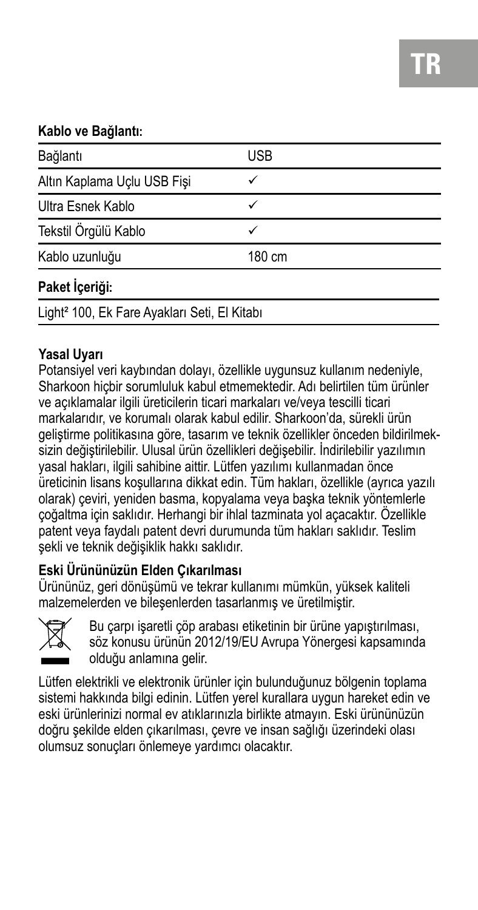**Kablo ve Bağlantı:**

| | |
|---|---|
| Bağlantı | USB |
| Altın Kaplama Uçlu USB Fişi | ✓ |
| Ultra Esnek Kablo | ✓ |
| Tekstil Örgülü Kablo | ✓ |
| Kablo uzunluğu | 180 cm |

**Paket İçeriği:**

Light² 100, Ek Fare Ayakları Seti, El Kitabı

**Yasal Uyarı**

Potansiyel veri kaybından dolayı, özellikle uygunsuz kullanım nedeniyle, Sharkoon hiçbir sorumluluk kabul etmemektedir. Adı belirtilen tüm ürünler ve açıklamalar ilgili üreticilerin ticari markaları ve/veya tescilli ticari markalarıdır, ve korumalı olarak kabul edilir. Sharkoon'da, sürekli ürün geliştirme politikasına göre, tasarım ve teknik özellikler önceden bildirilmeksizin değiştirilebilir. Ulusal ürün özellikleri değişebilir. İndirilebilir yazılımın yasal hakları, ilgili sahibine aittir. Lütfen yazılımı kullanmadan önce üreticinin lisans koşullarına dikkat edin. Tüm hakları, özellikle (ayrıca yazılı olarak) çeviri, yeniden basma, kopyalama veya başka teknik yöntemlerle çoğaltma için saklıdır. Herhangi bir ihlal tazminata yol açacaktır. Özellikle patent veya faydalı patent devri durumunda tüm hakları saklıdır. Teslim şekli ve teknik değişiklik hakkı saklıdır.

**Eski Ürününüzün Elden Çıkarılması**

Ürününüz, geri dönüşümü ve tekrar kullanımı mümkün, yüksek kaliteli malzemelerden ve bileşenlerden tasarlanmış ve üretilmiştir.

Bu çarpı işaretli çöp arabası etiketinin bir ürüne yapıştırılması, söz konusu ürünün 2012/19/EU Avrupa Yönergesi kapsamında olduğu anlamına gelir.

Lütfen elektrikli ve elektronik ürünler için bulunduğunuz bölgenin toplama sistemi hakkında bilgi edinin. Lütfen yerel kurallara uygun hareket edin ve eski ürünlerinizi normal ev atıklarınızla birlikte atmayın. Eski ürününüzün doğru şekilde elden çıkarılması, çevre ve insan sağlığı üzerindeki olası olumsuz sonuçları önlemeye yardımcı olacaktır.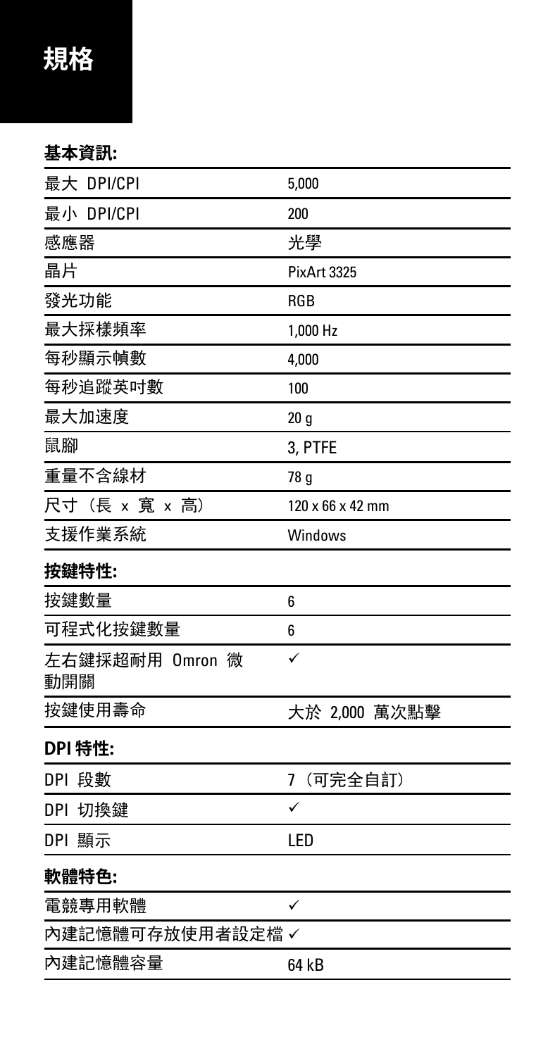# 規格

**基本資訊:**

| | |
|---|---|
| 最大 DPI/CPI | 5,000 |
| 最小 DPI/CPI | 200 |
| 感應器 | 光學 |
| 晶片 | PixArt 3325 |
| 發光功能 | RGB |
| 最大採樣頻率 | 1,000 Hz |
| 每秒顯示幀數 | 4,000 |
| 每秒追蹤英吋數 | 100 |
| 最大加速度 | 20 g |
| 鼠腳 | 3, PTFE |
| 重量不含線材 | 78 g |
| 尺寸（長 x 寬 x 高） | 120 x 66 x 42 mm |
| 支援作業系統 | Windows |

**按鍵特性:**

| | |
|---|---|
| 按鍵數量 | 6 |
| 可程式化按鍵數量 | 6 |
| 左右鍵採超耐用 Omron 微動開關 | ✓ |
| 按鍵使用壽命 | 大於 2,000 萬次點擊 |

**DPI 特性:**

| | |
|---|---|
| DPI 段數 | 7（可完全自訂） |
| DPI 切換鍵 | ✓ |
| DPI 顯示 | LED |

**軟體特色:**

| | |
|---|---|
| 電競專用軟體 | ✓ |
| 內建記憶體可存放使用者設定檔 | ✓ |
| 內建記憶體容量 | 64 kB |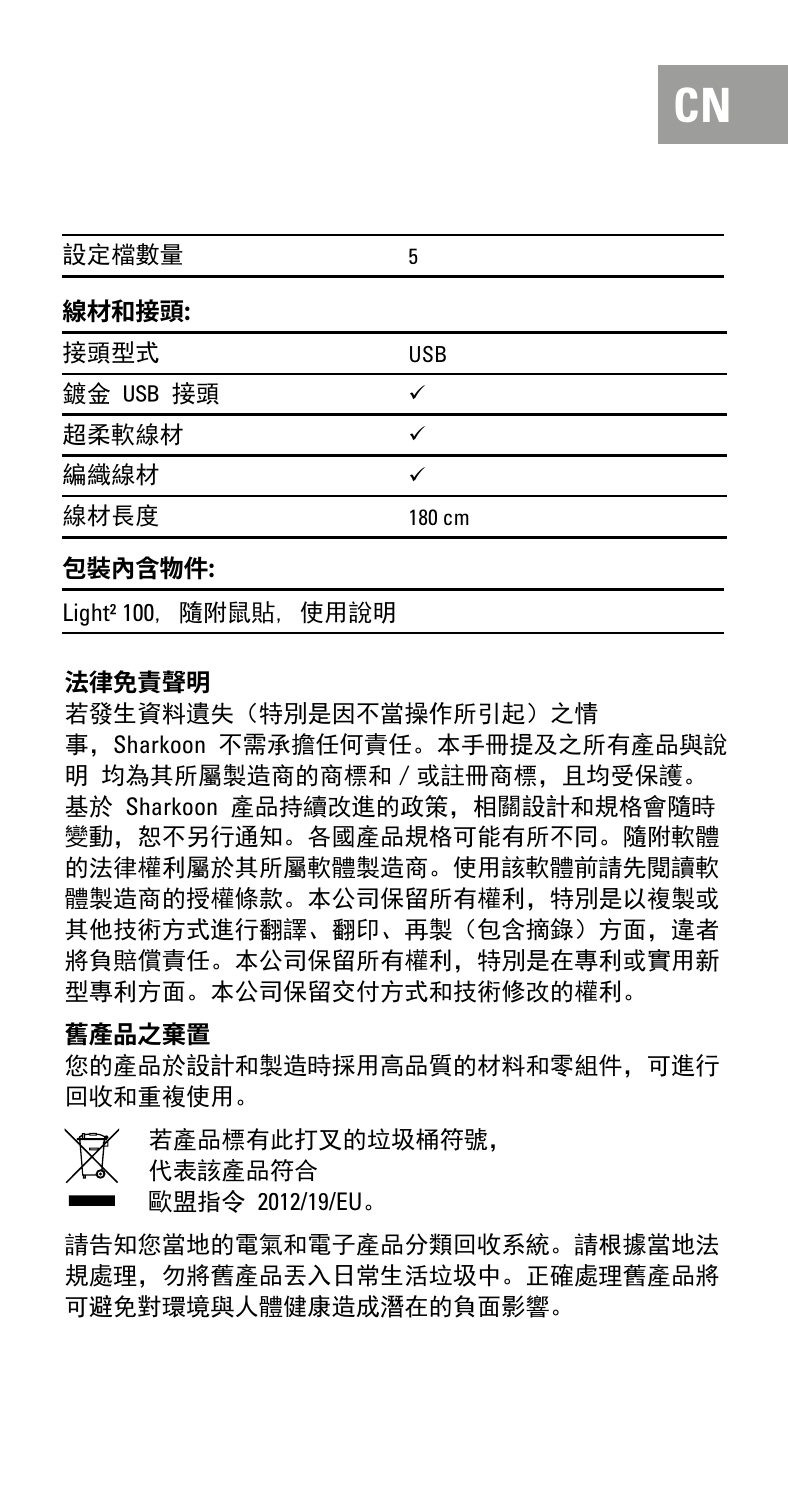| 設定檔數量 | 5 |
| --- | --- |

**線材和接頭:**

| | |
| --- | --- |
| 接頭型式 | USB |
| 鍍金 USB 接頭 | ✓ |
| 超柔軟線材 | ✓ |
| 編織線材 | ✓ |
| 線材長度 | 180 cm |

**包裝內含物件:**

Light² 100, 隨附鼠貼, 使用說明

### 法律免責聲明

若發生資料遺失（特別是因不當操作所引起）之情事，Sharkoon 不需承擔任何責任。本手冊提及之所有產品與說明 均為其所屬製造商的商標和 / 或註冊商標，且均受保護。基於 Sharkoon 產品持續改進的政策，相關設計和規格會隨時變動，恕不另行通知。各國產品規格可能有所不同。隨附軟體的法律權利屬於其所屬軟體製造商。使用該軟體前請先閱讀軟體製造商的授權條款。本公司保留所有權利，特別是以複製或其他技術方式進行翻譯、翻印、再製（包含摘錄）方面，違者將負賠償責任。本公司保留所有權利，特別是在專利或實用新型專利方面。本公司保留交付方式和技術修改的權利。

### 舊產品之棄置

您的產品於設計和製造時採用高品質的材料和零組件，可進行回收和重複使用。

若產品標有此打叉的垃圾桶符號，代表該產品符合歐盟指令 2012/19/EU。

請告知您當地的電氣和電子產品分類回收系統。請根據當地法規處理，勿將舊產品丟入日常生活垃圾中。正確處理舊產品將可避免對環境與人體健康造成潛在的負面影響。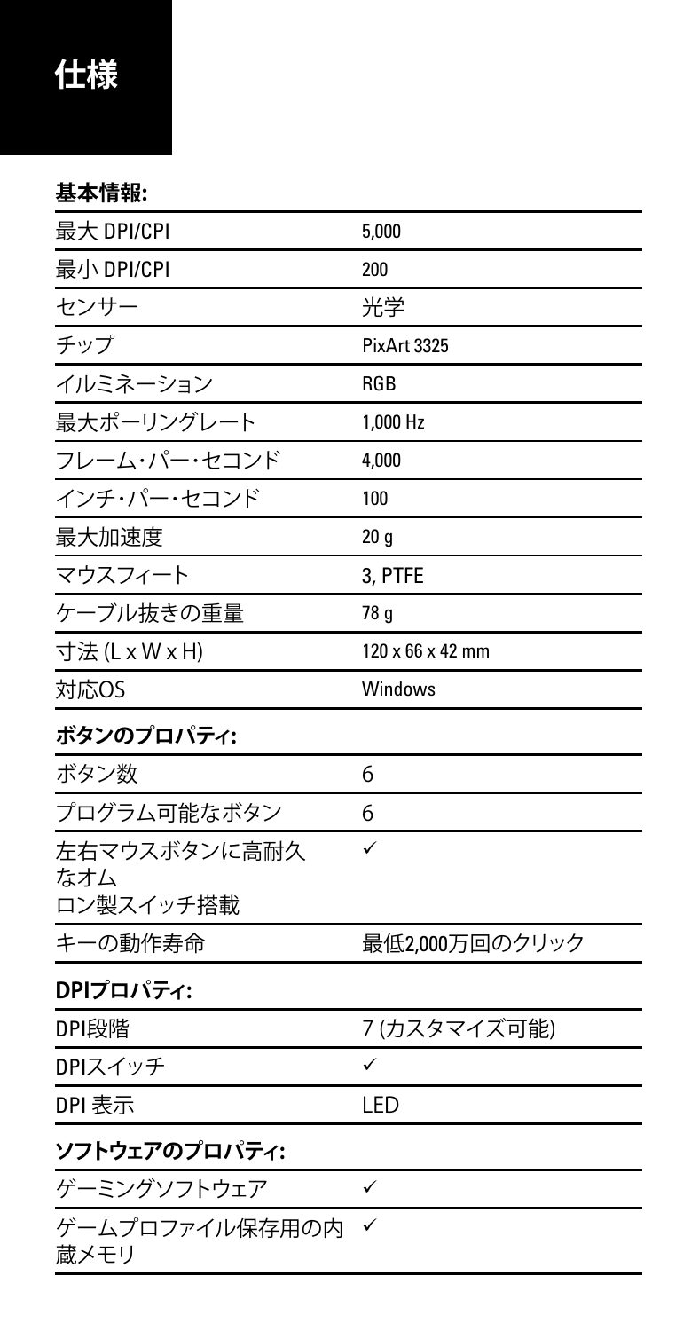# 仕様

**基本情報:**

| | |
|---|---|
| 最大 DPI/CPI | 5,000 |
| 最小 DPI/CPI | 200 |
| センサー | 光学 |
| チップ | PixArt 3325 |
| イルミネーション | RGB |
| 最大ポーリングレート | 1,000 Hz |
| フレーム・パー・セコンド | 4,000 |
| インチ・パー・セコンド | 100 |
| 最大加速度 | 20 g |
| マウスフィート | 3, PTFE |
| ケーブル抜きの重量 | 78 g |
| 寸法 (L x W x H) | 120 x 66 x 42 mm |
| 対応OS | Windows |

**ボタンのプロパティ:**

| | |
|---|---|
| ボタン数 | 6 |
| プログラム可能なボタン | 6 |
| 左右マウスボタンに高耐久なオムロン製スイッチ搭載 | ✓ |
| キーの動作寿命 | 最低2,000万回のクリック |

**DPIプロパティ:**

| | |
|---|---|
| DPI段階 | 7 (カスタマイズ可能) |
| DPIスイッチ | ✓ |
| DPI 表示 | LED |

**ソフトウェアのプロパティ:**

| | |
|---|---|
| ゲーミングソフトウェア | ✓ |
| ゲームプロファイル保存用の内蔵メモリ | ✓ |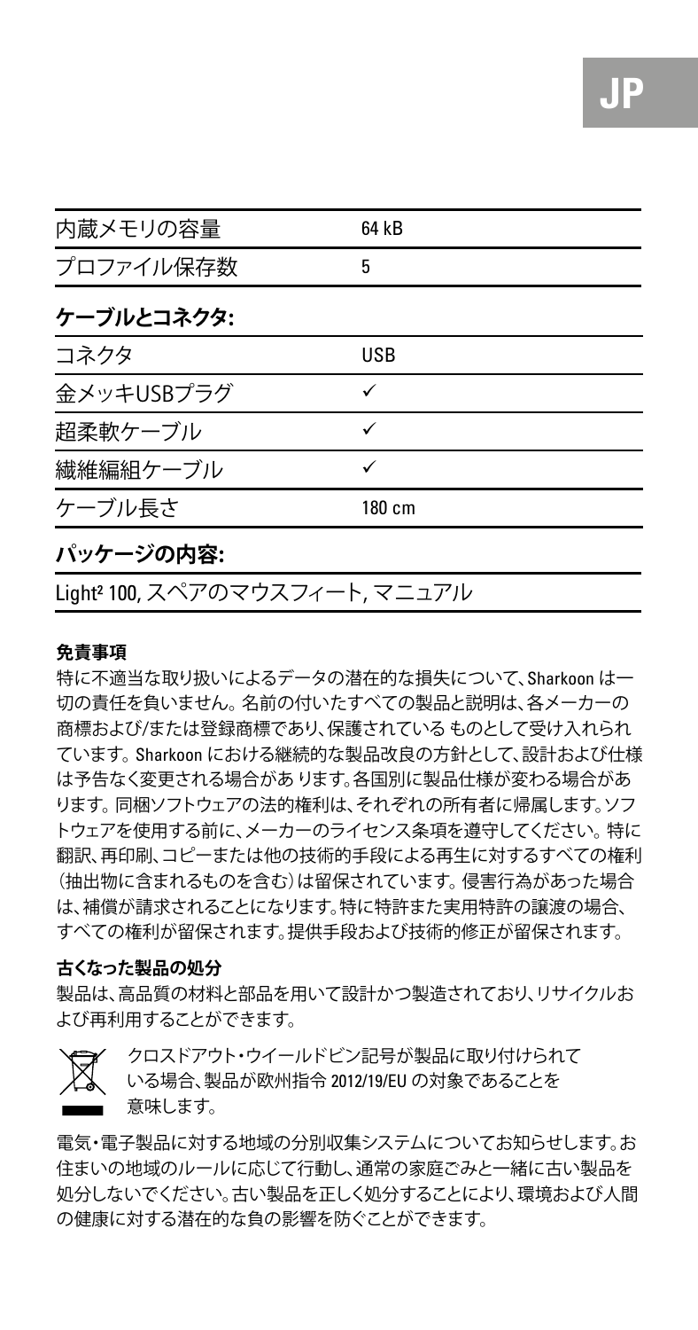| | |
|---|---|
| 内蔵メモリの容量 | 64 kB |
| プロファイル保存数 | 5 |

**ケーブルとコネクタ:**

| | |
|---|---|
| コネクタ | USB |
| 金メッキUSBプラグ | ✓ |
| 超柔軟ケーブル | ✓ |
| 繊維編組ケーブル | ✓ |
| ケーブル長さ | 180 cm |

**パッケージの内容:**

Light² 100, スペアのマウスフィート, マニュアル

### 免責事項

特に不適当な取り扱いによるデータの潜在的な損失について、Sharkoon は一切の責任を負いません。名前の付いたすべての製品と説明は、各メーカーの商標および/または登録商標であり、保護されている ものとして受け入れられています。Sharkoon における継続的な製品改良の方針として、設計および仕様は予告なく変更される場合があ ります。各国別に製品仕様が変わる場合があります。同梱ソフトウェアの法的権利は、それぞれの所有者に帰属します。ソフトウェアを使用する前に、メーカーのライセンス条項を遵守してください。特に翻訳、再印刷、コピーまたは他の技術的手段による再生に対するすべての権利（抽出物に含まれるものを含む）は留保されています。侵害行為があった場合は、補償が請求されることになります。特に特許また実用特許の譲渡の場合、すべての権利が留保されます。提供手段および技術的修正が留保されます。

### 古くなった製品の処分

製品は、高品質の材料と部品を用いて設計かつ製造されており、リサイクルおよび再利用することができます。

クロスドアウト・ウイールドビン記号が製品に取り付けられている場合、製品が欧州指令 2012/19/EU の対象であることを意味します。

電気・電子製品に対する地域の分別収集システムについてお知らせします。お住まいの地域のルールに応じて行動し、通常の家庭ごみと一緒に古い製品を処分しないでください。古い製品を正しく処分することにより、環境および人間の健康に対する潜在的な負の影響を防ぐことができます。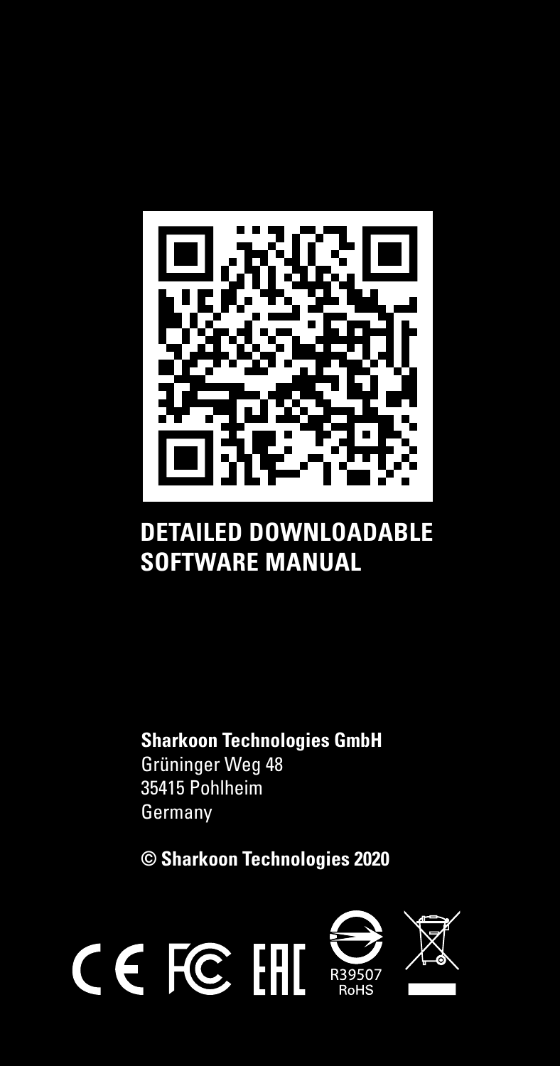**DETAILED DOWNLOADABLE SOFTWARE MANUAL**

**Sharkoon Technologies GmbH**
Grüninger Weg 48
35415 Pohlheim
Germany

**© Sharkoon Technologies 2020**

R39507
RoHS